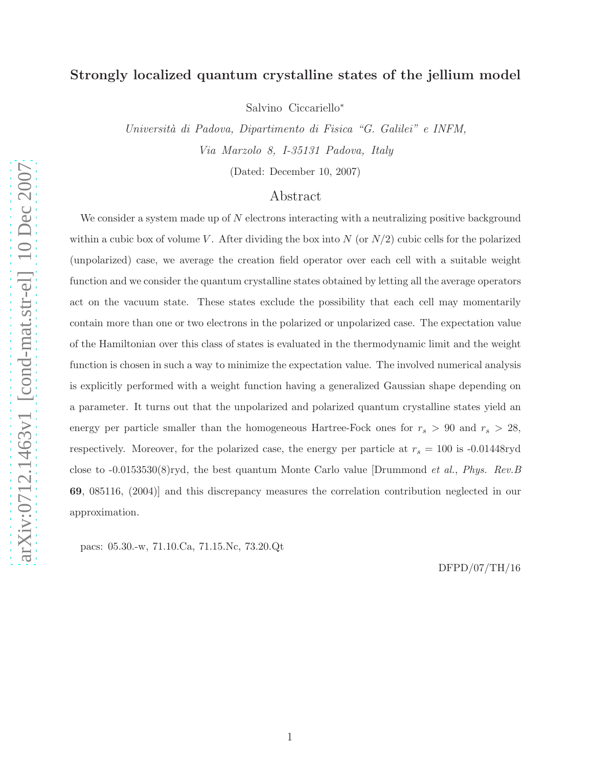# Strongly localized quantum crystalline states of the jellium model

Salvino Ciccariello*

*Università di Padova, Dipartimento di Fisica "G. Galilei" e INFM,*

*Via Marzolo 8, I-35131 Padova, Italy*

(Dated: December 10, 2007)

## Abstract

We consider a system made up of $N$ electrons interacting with a neutralizing positive background within a cubic box of volume $V$. After dividing the box into $N$ (or $N/2$) cubic cells for the polarized (unpolarized) case, we average the creation field operator over each cell with a suitable weight function and we consider the quantum crystalline states obtained by letting all the average operators act on the vacuum state. These states exclude the possibility that each cell may momentarily contain more than one or two electrons in the polarized or unpolarized case. The expectation value of the Hamiltonian over this class of states is evaluated in the thermodynamic limit and the weight function is chosen in such a way to minimize the expectation value. The involved numerical analysis is explicitly performed with a weight function having a generalized Gaussian shape depending on a parameter. It turns out that the unpolarized and polarized quantum crystalline states yield an energy per particle smaller than the homogeneous Hartree-Fock ones for $r_s > 90$ and $r_s > 28$, respectively. Moreover, for the polarized case, the energy per particle at $r_s = 100$ is -0.01448ryd close to -0.0153530(8)ryd, the best quantum Monte Carlo value [Drummond *et al.*, *Phys. Rev.B* **69**, 085116, (2004)] and this discrepancy measures the correlation contribution neglected in our approximation.

pacs: 05.30.-w, 71.10.Ca, 71.15.Nc, 73.20.Qt

DFPD/07/TH/16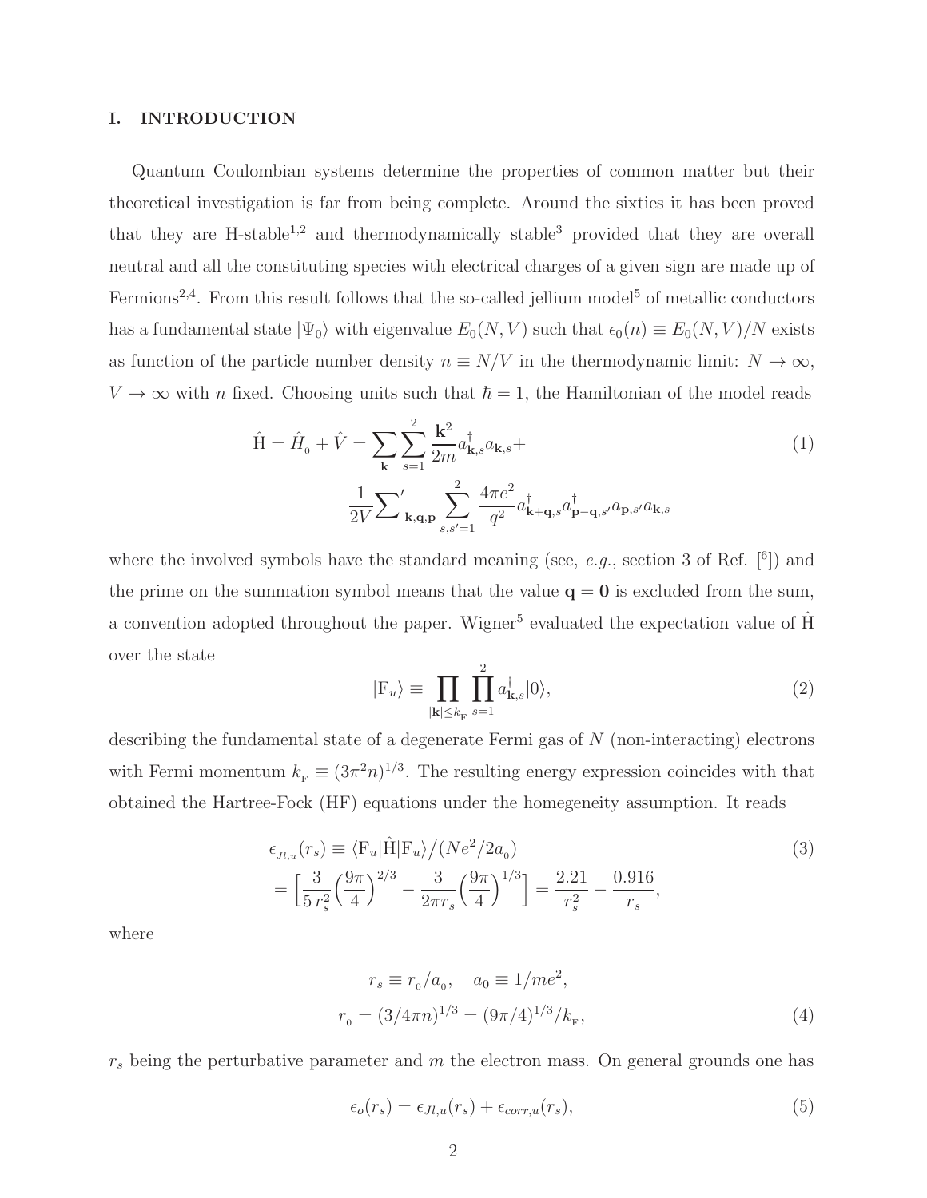## I. INTRODUCTION

Quantum Coulombian systems determine the properties of common matter but their theoretical investigation is far from being complete. Around the sixties it has been proved that they are H-stable[1,2] and thermodynamically stable[3] provided that they are overall neutral and all the constituting species with electrical charges of a given sign are made up of Fermions[2,4]. From this result follows that the so-called jellium model[5] of metallic conductors has a fundamental state $|\Psi_0\rangle$ with eigenvalue $E_0(N, V)$ such that $\epsilon_0(n) \equiv E_0(N, V)/N$ exists as function of the particle number density $n \equiv N/V$ in the thermodynamic limit: $N \to \infty$, $V \to \infty$ with $n$ fixed. Choosing units such that $\hbar = 1$, the Hamiltonian of the model reads

$$\hat{\mathrm{H}} = \hat{H}_{0} + \hat{V} = \sum_{\mathbf{k}} \sum_{s=1}^{2} \frac{\mathbf{k}^2}{2m} a^{\dagger}_{\mathbf{k},s} a_{\mathbf{k},s} + \frac{1}{2V} {\sum}'_{\mathbf{k},\mathbf{q},\mathbf{p}} \sum_{s,s'=1}^{2} \frac{4\pi e^2}{q^2} a^{\dagger}_{\mathbf{k}+\mathbf{q},s} a^{\dagger}_{\mathbf{p}-\mathbf{q},s'} a_{\mathbf{p},s'} a_{\mathbf{k},s} \tag{1}$$

where the involved symbols have the standard meaning (see, *e.g.*, section 3 of Ref. [6]) and the prime on the summation symbol means that the value $\mathbf{q} = \mathbf{0}$ is excluded from the sum, a convention adopted throughout the paper. Wigner[5] evaluated the expectation value of $\hat{\mathrm{H}}$ over the state

$$|\mathrm{F}_u\rangle \equiv \prod_{|\mathbf{k}| \le k_{\mathrm{F}}} \prod_{s=1}^{2} a^{\dagger}_{\mathbf{k},s} |0\rangle, \tag{2}$$

describing the fundamental state of a degenerate Fermi gas of $N$ (non-interacting) electrons with Fermi momentum $k_{\mathrm{F}} \equiv (3\pi^2 n)^{1/3}$. The resulting energy expression coincides with that obtained the Hartree-Fock (HF) equations under the homegeneity assumption. It reads

$$\begin{aligned} \epsilon_{Jl,u}(r_s) &\equiv \langle \mathrm{F}_u | \hat{\mathrm{H}} | \mathrm{F}_u \rangle \big/ (N e^2 / 2a_0) \\ &= \Big[ \frac{3}{5\, r_s^2} \Big( \frac{9\pi}{4} \Big)^{2/3} - \frac{3}{2\pi r_s} \Big( \frac{9\pi}{4} \Big)^{1/3} \Big] = \frac{2.21}{r_s^2} - \frac{0.916}{r_s}, \end{aligned} \tag{3}$$

where

$$\begin{aligned} r_s \equiv r_0 / a_0, \quad a_0 \equiv 1/me^2, \\ r_0 = (3/4\pi n)^{1/3} = (9\pi/4)^{1/3} / k_{\mathrm{F}}, \end{aligned} \tag{4}$$

$r_s$ being the perturbative parameter and $m$ the electron mass. On general grounds one has

$$\epsilon_o(r_s) = \epsilon_{Jl,u}(r_s) + \epsilon_{corr,u}(r_s), \tag{5}$$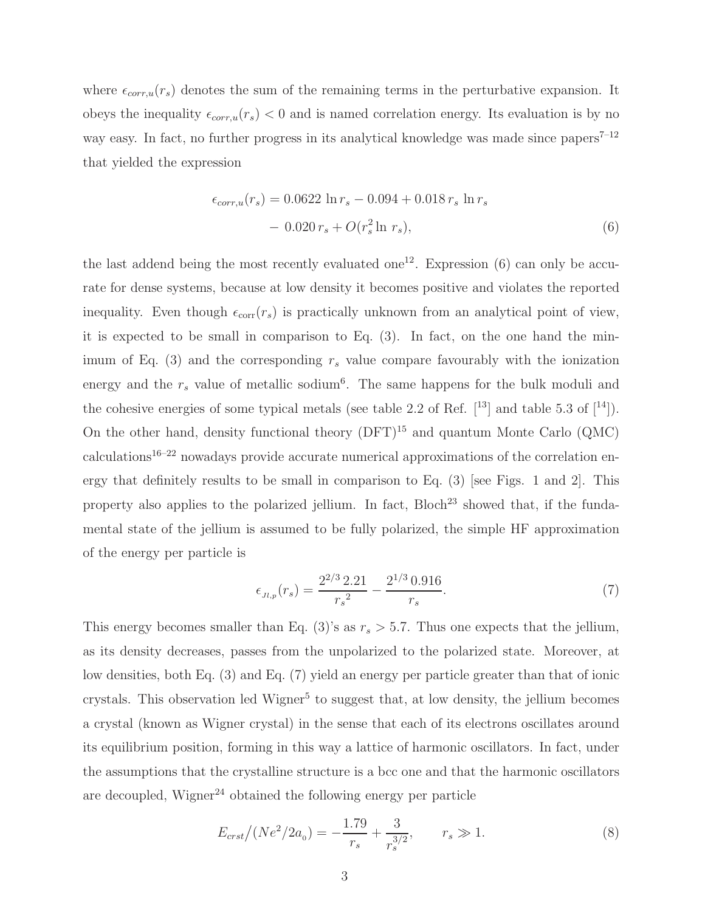where $\epsilon_{corr,u}(r_s)$ denotes the sum of the remaining terms in the perturbative expansion. It obeys the inequality $\epsilon_{corr,u}(r_s) < 0$ and is named correlation energy. Its evaluation is by no way easy. In fact, no further progress in its analytical knowledge was made since papers[7–12] that yielded the expression

$$\epsilon_{corr,u}(r_s) = 0.0622 \ln r_s - 0.094 + 0.018\, r_s \ln r_s - 0.020\, r_s + O(r_s^2 \ln r_s), \tag{6}$$

the last addend being the most recently evaluated one[12]. Expression (6) can only be accurate for dense systems, because at low density it becomes positive and violates the reported inequality. Even though $\epsilon_{\rm corr}(r_s)$ is practically unknown from an analytical point of view, it is expected to be small in comparison to Eq. (3). In fact, on the one hand the minimum of Eq. (3) and the corresponding $r_s$ value compare favourably with the ionization energy and the $r_s$ value of metallic sodium[6]. The same happens for the bulk moduli and the cohesive energies of some typical metals (see table 2.2 of Ref. [13] and table 5.3 of [14]). On the other hand, density functional theory (DFT)[15] and quantum Monte Carlo (QMC) calculations[16–22] nowadays provide accurate numerical approximations of the correlation energy that definitely results to be small in comparison to Eq. (3) [see Figs. 1 and 2]. This property also applies to the polarized jellium. In fact, Bloch[23] showed that, if the fundamental state of the jellium is assumed to be fully polarized, the simple HF approximation of the energy per particle is

$$\epsilon_{_{Jl,p}}(r_s) = \frac{2^{2/3}\, 2.21}{{r_s}^2} - \frac{2^{1/3}\, 0.916}{r_s}. \tag{7}$$

This energy becomes smaller than Eq. (3)'s as $r_s > 5.7$. Thus one expects that the jellium, as its density decreases, passes from the unpolarized to the polarized state. Moreover, at low densities, both Eq. (3) and Eq. (7) yield an energy per particle greater than that of ionic crystals. This observation led Wigner[5] to suggest that, at low density, the jellium becomes a crystal (known as Wigner crystal) in the sense that each of its electrons oscillates around its equilibrium position, forming in this way a lattice of harmonic oscillators. In fact, under the assumptions that the crystalline structure is a bcc one and that the harmonic oscillators are decoupled, Wigner[24] obtained the following energy per particle

$$E_{crst}/(Ne^2/2a_{_0}) = -\frac{1.79}{r_s} + \frac{3}{r_s^{3/2}}, \qquad r_s \gg 1. \tag{8}$$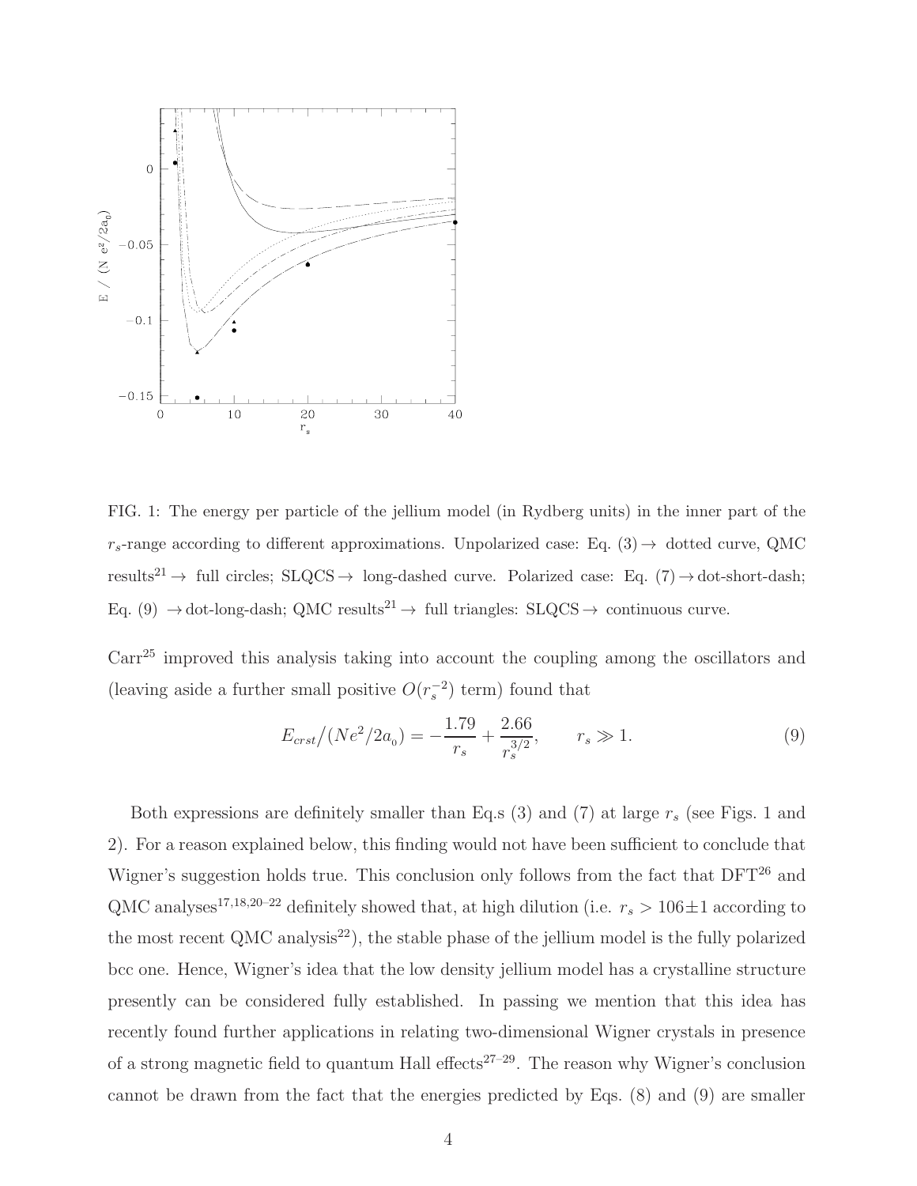FIG. 1: The energy per particle of the jellium model (in Rydberg units) in the inner part of the $r_s$-range according to different approximations. Unpolarized case: Eq. (3) $\rightarrow$ dotted curve, QMC results[21] $\rightarrow$ full circles; SLQCS $\rightarrow$ long-dashed curve. Polarized case: Eq. (7) $\rightarrow$ dot-short-dash; Eq. (9) $\rightarrow$ dot-long-dash; QMC results[21] $\rightarrow$ full triangles: SLQCS $\rightarrow$ continuous curve.

Carr[25] improved this analysis taking into account the coupling among the oscillators and (leaving aside a further small positive $O(r_s^{-2})$ term) found that

$$E_{crst}\big/(Ne^2/2a_0) = -\frac{1.79}{r_s} + \frac{2.66}{r_s^{3/2}}, \qquad r_s \gg 1. \tag{9}$$

Both expressions are definitely smaller than Eq.s (3) and (7) at large $r_s$ (see Figs. 1 and 2). For a reason explained below, this finding would not have been sufficient to conclude that Wigner's suggestion holds true. This conclusion only follows from the fact that DFT[26] and QMC analyses[17,18,20–22] definitely showed that, at high dilution (i.e. $r_s > 106 \pm 1$ according to the most recent QMC analysis[22]), the stable phase of the jellium model is the fully polarized bcc one. Hence, Wigner's idea that the low density jellium model has a crystalline structure presently can be considered fully established. In passing we mention that this idea has recently found further applications in relating two-dimensional Wigner crystals in presence of a strong magnetic field to quantum Hall effects[27–29]. The reason why Wigner's conclusion cannot be drawn from the fact that the energies predicted by Eqs. (8) and (9) are smaller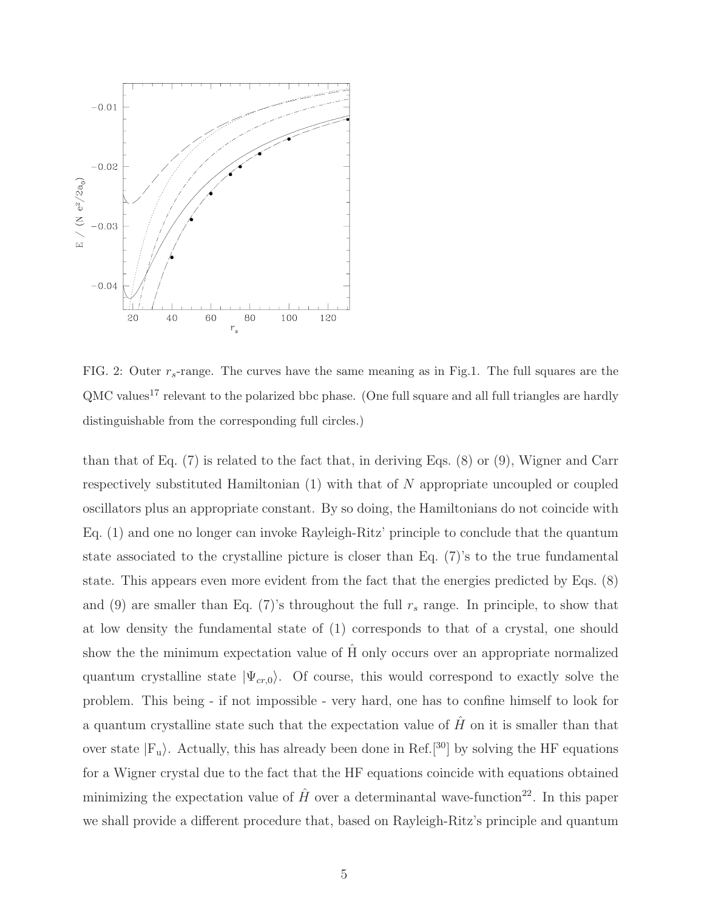FIG. 2: Outer $r_s$-range. The curves have the same meaning as in Fig.1. The full squares are the QMC values[17] relevant to the polarized bbc phase. (One full square and all full triangles are hardly distinguishable from the corresponding full circles.)

than that of Eq. (7) is related to the fact that, in deriving Eqs. (8) or (9), Wigner and Carr respectively substituted Hamiltonian (1) with that of $N$ appropriate uncoupled or coupled oscillators plus an appropriate constant. By so doing, the Hamiltonians do not coincide with Eq. (1) and one no longer can invoke Rayleigh-Ritz' principle to conclude that the quantum state associated to the crystalline picture is closer than Eq. (7)'s to the true fundamental state. This appears even more evident from the fact that the energies predicted by Eqs. (8) and (9) are smaller than Eq. (7)'s throughout the full $r_s$ range. In principle, to show that at low density the fundamental state of (1) corresponds to that of a crystal, one should show the the minimum expectation value of $\hat{\mathrm{H}}$ only occurs over an appropriate normalized quantum crystalline state $|\Psi_{cr,0}\rangle$. Of course, this would correspond to exactly solve the problem. This being - if not impossible - very hard, one has to confine himself to look for a quantum crystalline state such that the expectation value of $\hat{H}$ on it is smaller than that over state $|\mathrm{F_u}\rangle$. Actually, this has already been done in Ref.[30] by solving the HF equations for a Wigner crystal due to the fact that the HF equations coincide with equations obtained minimizing the expectation value of $\hat{H}$ over a determinantal wave-function[22]. In this paper we shall provide a different procedure that, based on Rayleigh-Ritz's principle and quantum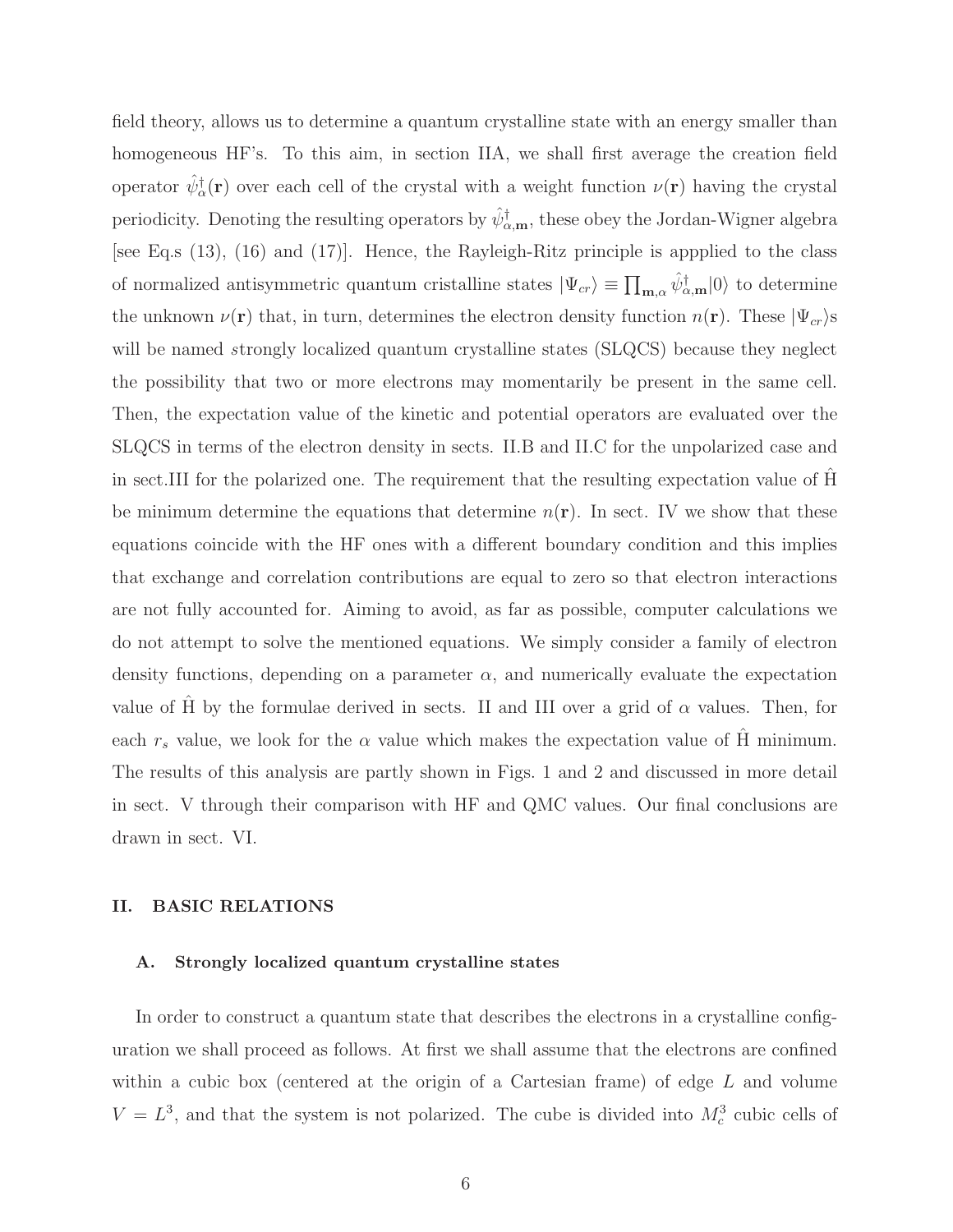field theory, allows us to determine a quantum crystalline state with an energy smaller than homogeneous HF's. To this aim, in section IIA, we shall first average the creation field operator $\hat{\psi}^{\dagger}_{\alpha}(\mathbf{r})$ over each cell of the crystal with a weight function $\nu(\mathbf{r})$ having the crystal periodicity. Denoting the resulting operators by $\hat{\psi}^{\dagger}_{\alpha,\mathbf{m}}$, these obey the Jordan-Wigner algebra [see Eq.s (13), (16) and (17)]. Hence, the Rayleigh-Ritz principle is appplied to the class of normalized antisymmetric quantum cristalline states $|\Psi_{cr}\rangle \equiv \prod_{\mathbf{m},\alpha} \hat{\psi}^{\dagger}_{\alpha,\mathbf{m}}|0\rangle$ to determine the unknown $\nu(\mathbf{r})$ that, in turn, determines the electron density function $n(\mathbf{r})$. These $|\Psi_{cr}\rangle$s will be named *s*trongly localized quantum crystalline states (SLQCS) because they neglect the possibility that two or more electrons may momentarily be present in the same cell. Then, the expectation value of the kinetic and potential operators are evaluated over the SLQCS in terms of the electron density in sects. II.B and II.C for the unpolarized case and in sect.III for the polarized one. The requirement that the resulting expectation value of $\hat{\mathrm{H}}$ be minimum determine the equations that determine $n(\mathbf{r})$. In sect. IV we show that these equations coincide with the HF ones with a different boundary condition and this implies that exchange and correlation contributions are equal to zero so that electron interactions are not fully accounted for. Aiming to avoid, as far as possible, computer calculations we do not attempt to solve the mentioned equations. We simply consider a family of electron density functions, depending on a parameter $\alpha$, and numerically evaluate the expectation value of $\hat{\mathrm{H}}$ by the formulae derived in sects. II and III over a grid of $\alpha$ values. Then, for each $r_s$ value, we look for the $\alpha$ value which makes the expectation value of $\hat{\mathrm{H}}$ minimum. The results of this analysis are partly shown in Figs. 1 and 2 and discussed in more detail in sect. V through their comparison with HF and QMC values. Our final conclusions are drawn in sect. VI.

## II. BASIC RELATIONS

### A. Strongly localized quantum crystalline states

In order to construct a quantum state that describes the electrons in a crystalline configuration we shall proceed as follows. At first we shall assume that the electrons are confined within a cubic box (centered at the origin of a Cartesian frame) of edge $L$ and volume $V = L^3$, and that the system is not polarized. The cube is divided into $M_c^3$ cubic cells of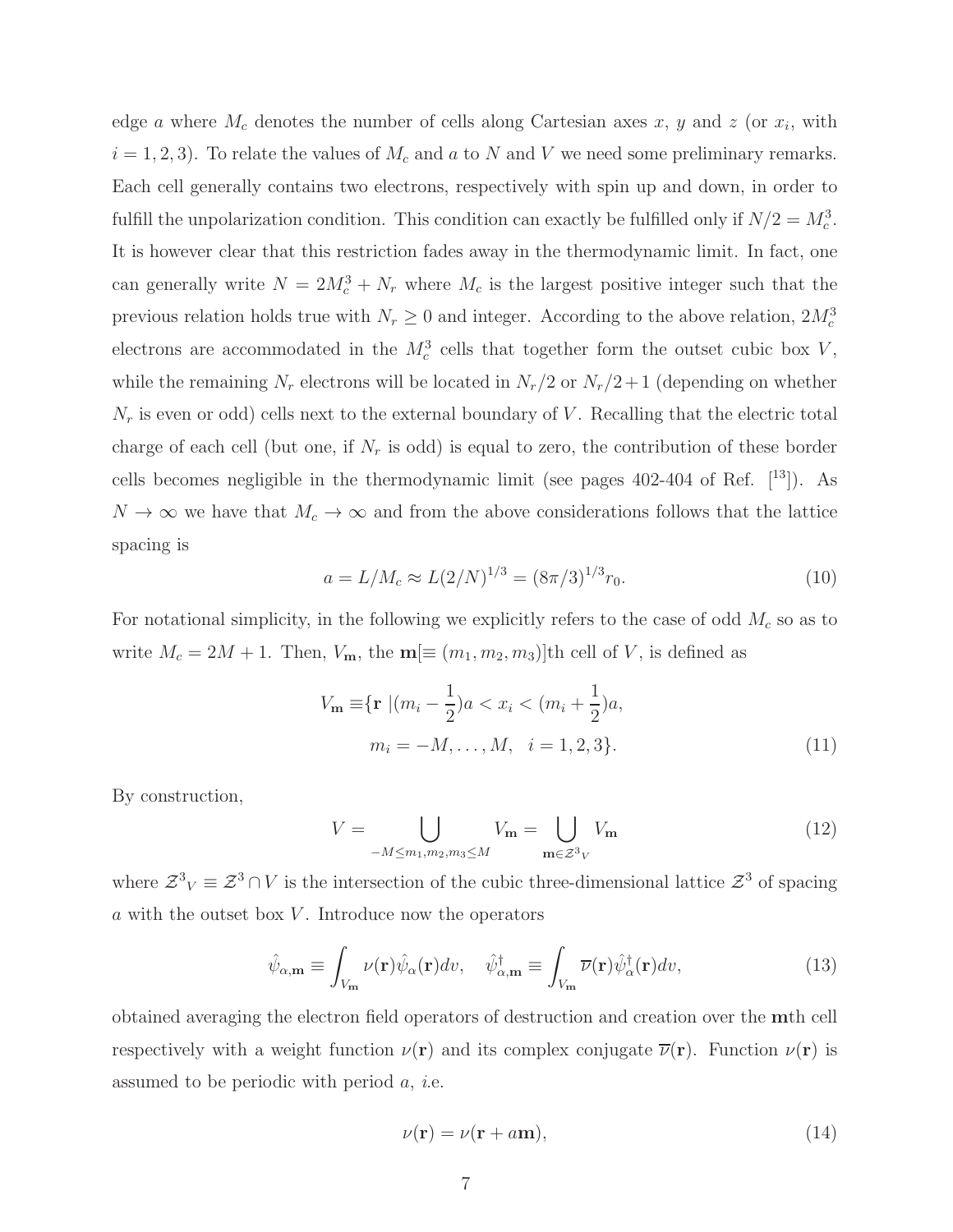edge $a$ where $M_c$ denotes the number of cells along Cartesian axes $x$, $y$ and $z$ (or $x_i$, with $i = 1, 2, 3$). To relate the values of $M_c$ and $a$ to $N$ and $V$ we need some preliminary remarks. Each cell generally contains two electrons, respectively with spin up and down, in order to fulfill the unpolarization condition. This condition can exactly be fulfilled only if $N/2 = M_c^3$. It is however clear that this restriction fades away in the thermodynamic limit. In fact, one can generally write $N = 2M_c^3 + N_r$ where $M_c$ is the largest positive integer such that the previous relation holds true with $N_r \geq 0$ and integer. According to the above relation, $2M_c^3$ electrons are accommodated in the $M_c^3$ cells that together form the outset cubic box $V$, while the remaining $N_r$ electrons will be located in $N_r/2$ or $N_r/2+1$ (depending on whether $N_r$ is even or odd) cells next to the external boundary of $V$. Recalling that the electric total charge of each cell (but one, if $N_r$ is odd) is equal to zero, the contribution of these border cells becomes negligible in the thermodynamic limit (see pages 402-404 of Ref. [13]). As $N \to \infty$ we have that $M_c \to \infty$ and from the above considerations follows that the lattice spacing is

$$a = L/M_c \approx L(2/N)^{1/3} = (8\pi/3)^{1/3} r_0. \tag{10}$$

For notational simplicity, in the following we explicitly refers to the case of odd $M_c$ so as to write $M_c = 2M + 1$. Then, $V_{\mathbf{m}}$, the $\mathbf{m}[\equiv (m_1, m_2, m_3)]$th cell of $V$, is defined as

$$\begin{aligned} V_{\mathbf{m}} \equiv \{\mathbf{r} \; | (m_i - \frac{1}{2})a < x_i < (m_i + \frac{1}{2})a, \\ m_i = -M, \ldots, M, \quad i = 1, 2, 3\}. \end{aligned} \tag{11}$$

By construction,

$$V = \bigcup_{-M \leq m_1, m_2, m_3 \leq M} V_{\mathbf{m}} = \bigcup_{\mathbf{m} \in \mathcal{Z}^3{}_V} V_{\mathbf{m}} \tag{12}$$

where $\mathcal{Z}^3{}_V \equiv \mathcal{Z}^3 \cap V$ is the intersection of the cubic three-dimensional lattice $\mathcal{Z}^3$ of spacing $a$ with the outset box $V$. Introduce now the operators

$$\hat{\psi}_{\alpha,\mathbf{m}} \equiv \int_{V_{\mathbf{m}}} \nu(\mathbf{r}) \hat{\psi}_\alpha(\mathbf{r}) dv, \quad \hat{\psi}^\dagger_{\alpha,\mathbf{m}} \equiv \int_{V_{\mathbf{m}}} \overline{\nu}(\mathbf{r}) \hat{\psi}^\dagger_\alpha(\mathbf{r}) dv, \tag{13}$$

obtained averaging the electron field operators of destruction and creation over the $\mathbf{m}$th cell respectively with a weight function $\nu(\mathbf{r})$ and its complex conjugate $\overline{\nu}(\mathbf{r})$. Function $\nu(\mathbf{r})$ is assumed to be periodic with period $a$, *i.*e.

$$\nu(\mathbf{r}) = \nu(\mathbf{r} + a\mathbf{m}), \tag{14}$$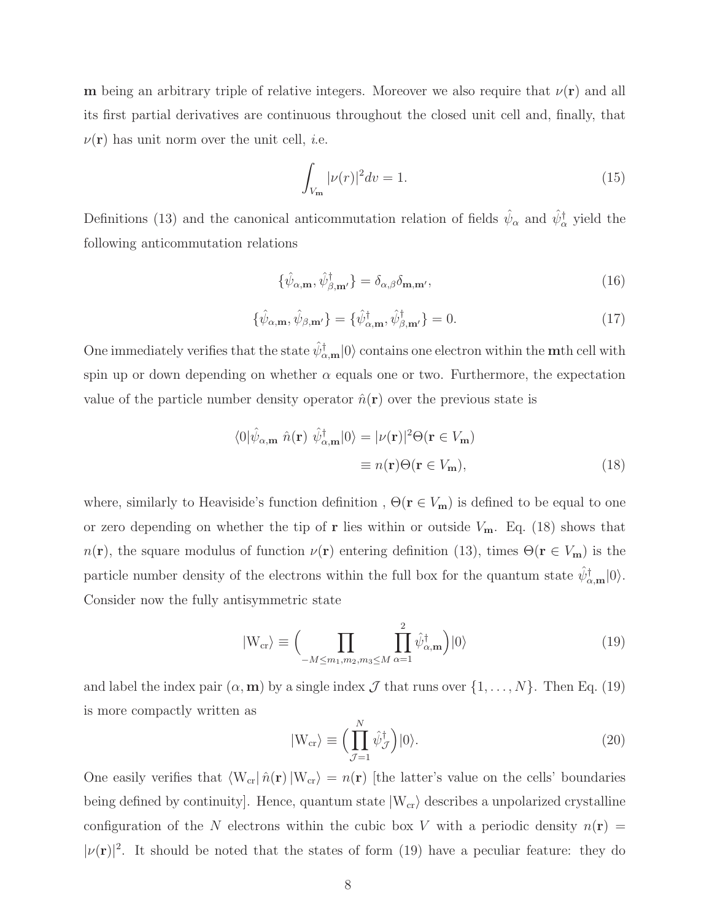$\mathbf{m}$ being an arbitrary triple of relative integers. Moreover we also require that $\nu(\mathbf{r})$ and all its first partial derivatives are continuous throughout the closed unit cell and, finally, that $\nu(\mathbf{r})$ has unit norm over the unit cell, *i*.e.

$$\int_{V_{\mathbf{m}}} |\nu(r)|^2 dv = 1. \tag{15}$$

Definitions (13) and the canonical anticommutation relation of fields $\hat{\psi}_\alpha$ and $\hat{\psi}_\alpha^\dagger$ yield the following anticommutation relations

$$\{\hat{\psi}_{\alpha,\mathbf{m}}, \hat{\psi}^\dagger_{\beta,\mathbf{m}'}\} = \delta_{\alpha,\beta}\delta_{\mathbf{m},\mathbf{m}'}, \tag{16}$$

$$\{\hat{\psi}_{\alpha,\mathbf{m}}, \hat{\psi}_{\beta,\mathbf{m}'}\} = \{\hat{\psi}^\dagger_{\alpha,\mathbf{m}}, \hat{\psi}^\dagger_{\beta,\mathbf{m}'}\} = 0. \tag{17}$$

One immediately verifies that the state $\hat{\psi}^\dagger_{\alpha,\mathbf{m}}|0\rangle$ contains one electron within the $\mathbf{m}$th cell with spin up or down depending on whether $\alpha$ equals one or two. Furthermore, the expectation value of the particle number density operator $\hat{n}(\mathbf{r})$ over the previous state is

$$\begin{aligned}\langle 0|\hat{\psi}_{\alpha,\mathbf{m}}\ \hat{n}(\mathbf{r})\ \hat{\psi}^\dagger_{\alpha,\mathbf{m}}|0\rangle &= |\nu(\mathbf{r})|^2\Theta(\mathbf{r}\in V_{\mathbf{m}}) \\ &\equiv n(\mathbf{r})\Theta(\mathbf{r}\in V_{\mathbf{m}}),\end{aligned} \tag{18}$$

where, similarly to Heaviside's function definition , $\Theta(\mathbf{r}\in V_{\mathbf{m}})$ is defined to be equal to one or zero depending on whether the tip of $\mathbf{r}$ lies within or outside $V_{\mathbf{m}}$. Eq. (18) shows that $n(\mathbf{r})$, the square modulus of function $\nu(\mathbf{r})$ entering definition (13), times $\Theta(\mathbf{r}\in V_{\mathbf{m}})$ is the particle number density of the electrons within the full box for the quantum state $\hat{\psi}^\dagger_{\alpha,\mathbf{m}}|0\rangle$. Consider now the fully antisymmetric state

$$|\mathrm{W_{cr}}\rangle \equiv \Big(\prod_{-M\le m_1,m_2,m_3\le M}\ \prod_{\alpha=1}^{2}\hat{\psi}^\dagger_{\alpha,\mathbf{m}}\Big)|0\rangle \tag{19}$$

and label the index pair $(\alpha,\mathbf{m})$ by a single index $\mathcal{J}$ that runs over $\{1,\ldots,N\}$. Then Eq. (19) is more compactly written as

$$|\mathrm{W_{cr}}\rangle \equiv \Big(\prod_{\mathcal{J}=1}^{N}\hat{\psi}^\dagger_{\mathcal{J}}\Big)|0\rangle. \tag{20}$$

One easily verifies that $\langle\mathrm{W_{cr}}|\,\hat{n}(\mathbf{r})\,|\mathrm{W_{cr}}\rangle = n(\mathbf{r})$ [the latter's value on the cells' boundaries being defined by continuity]. Hence, quantum state $|\mathrm{W_{cr}}\rangle$ describes a unpolarized crystalline configuration of the $N$ electrons within the cubic box $V$ with a periodic density $n(\mathbf{r}) = |\nu(\mathbf{r})|^2$. It should be noted that the states of form (19) have a peculiar feature: they do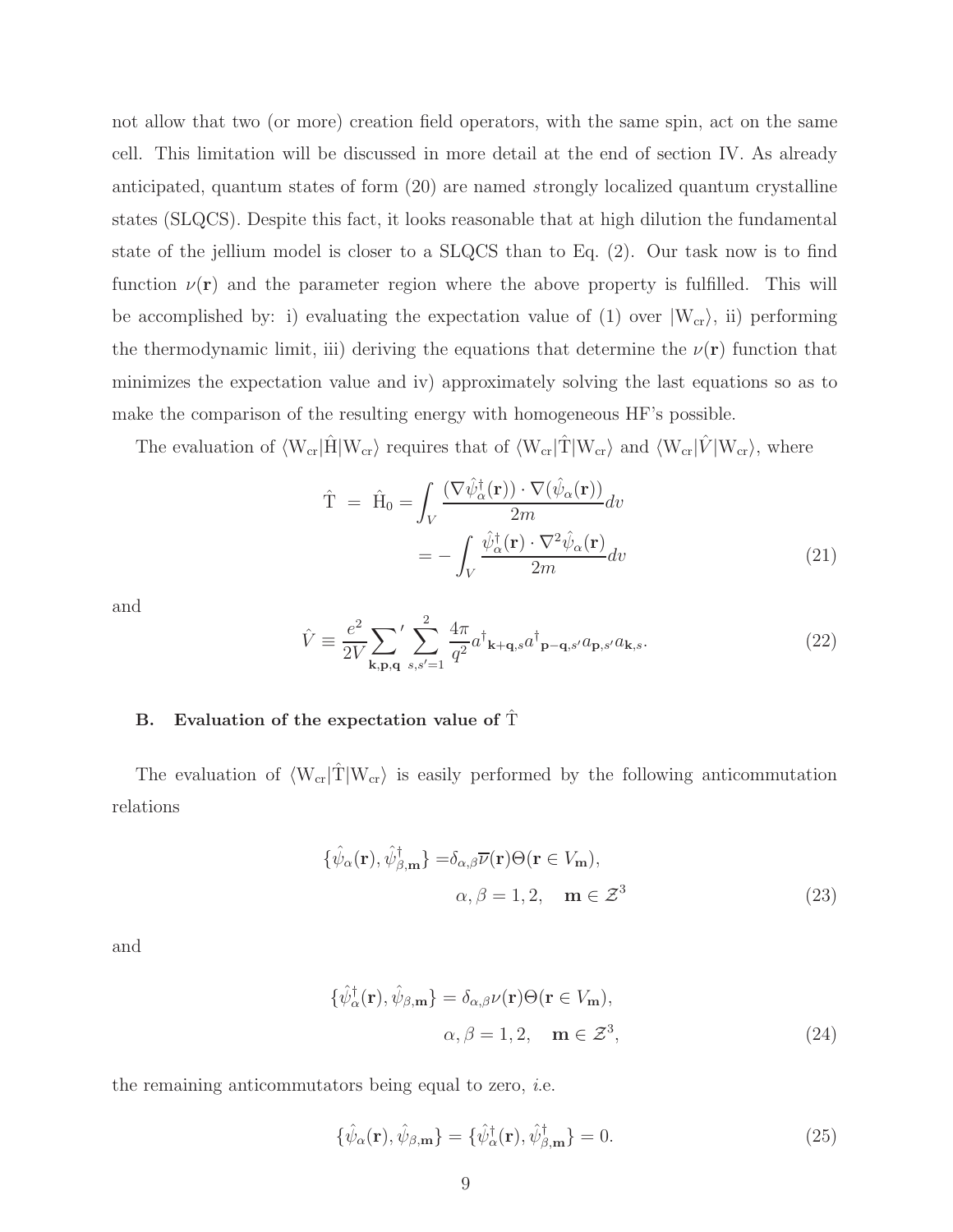not allow that two (or more) creation field operators, with the same spin, act on the same cell. This limitation will be discussed in more detail at the end of section IV. As already anticipated, quantum states of form (20) are named *s*trongly localized quantum crystalline states (SLQCS). Despite this fact, it looks reasonable that at high dilution the fundamental state of the jellium model is closer to a SLQCS than to Eq. (2). Our task now is to find function $\nu(\mathbf{r})$ and the parameter region where the above property is fulfilled. This will be accomplished by: i) evaluating the expectation value of (1) over $|\mathrm{W_{cr}}\rangle$, ii) performing the thermodynamic limit, iii) deriving the equations that determine the $\nu(\mathbf{r})$ function that minimizes the expectation value and iv) approximately solving the last equations so as to make the comparison of the resulting energy with homogeneous HF's possible.

The evaluation of $\langle\mathrm{W_{cr}}|\hat{\mathrm{H}}|\mathrm{W_{cr}}\rangle$ requires that of $\langle\mathrm{W_{cr}}|\hat{\mathrm{T}}|\mathrm{W_{cr}}\rangle$ and $\langle\mathrm{W_{cr}}|\hat{V}|\mathrm{W_{cr}}\rangle$, where

$$
\begin{aligned}
\hat{\mathrm{T}} \;=\; \hat{\mathrm{H}}_0 &= \int_V \frac{(\nabla\hat{\psi}^\dagger_\alpha(\mathbf{r}))\cdot\nabla(\hat{\psi}_\alpha(\mathbf{r}))}{2m}dv \\
&= -\int_V \frac{\hat{\psi}^\dagger_\alpha(\mathbf{r})\cdot\nabla^2\hat{\psi}_\alpha(\mathbf{r})}{2m}dv
\end{aligned}
\tag{21}
$$

and

$$
\hat{V} \equiv \frac{e^2}{2V}{\sum_{\mathbf{k},\mathbf{p},\mathbf{q}}}' \sum_{s,s'=1}^{2}\frac{4\pi}{q^2}a^\dagger{}_{\mathbf{k}+\mathbf{q},s}a^\dagger{}_{\mathbf{p}-\mathbf{q},s'}a_{\mathbf{p},s'}a_{\mathbf{k},s}. \tag{22}
$$

### B. Evaluation of the expectation value of $\hat{\mathrm{T}}$

The evaluation of $\langle\mathrm{W_{cr}}|\hat{\mathrm{T}}|\mathrm{W_{cr}}\rangle$ is easily performed by the following anticommutation relations

$$
\begin{aligned}
\{\hat{\psi}_\alpha(\mathbf{r}),\hat{\psi}^\dagger_{\beta,\mathbf{m}}\} =& \delta_{\alpha,\beta}\overline{\nu}(\mathbf{r})\Theta(\mathbf{r}\in V_\mathbf{m}), \\
& \alpha,\beta=1,2, \quad \mathbf{m}\in\mathcal{Z}^3
\end{aligned}
\tag{23}
$$

and

$$
\begin{aligned}
\{\hat{\psi}^\dagger_\alpha(\mathbf{r}),\hat{\psi}_{\beta,\mathbf{m}}\} =& \delta_{\alpha,\beta}\nu(\mathbf{r})\Theta(\mathbf{r}\in V_\mathbf{m}), \\
& \alpha,\beta=1,2, \quad \mathbf{m}\in\mathcal{Z}^3,
\end{aligned}
\tag{24}
$$

the remaining anticommutators being equal to zero, *i*.e.

$$
\{\hat{\psi}_\alpha(\mathbf{r}),\hat{\psi}_{\beta,\mathbf{m}}\} = \{\hat{\psi}^\dagger_\alpha(\mathbf{r}),\hat{\psi}^\dagger_{\beta,\mathbf{m}}\} = 0. \tag{25}
$$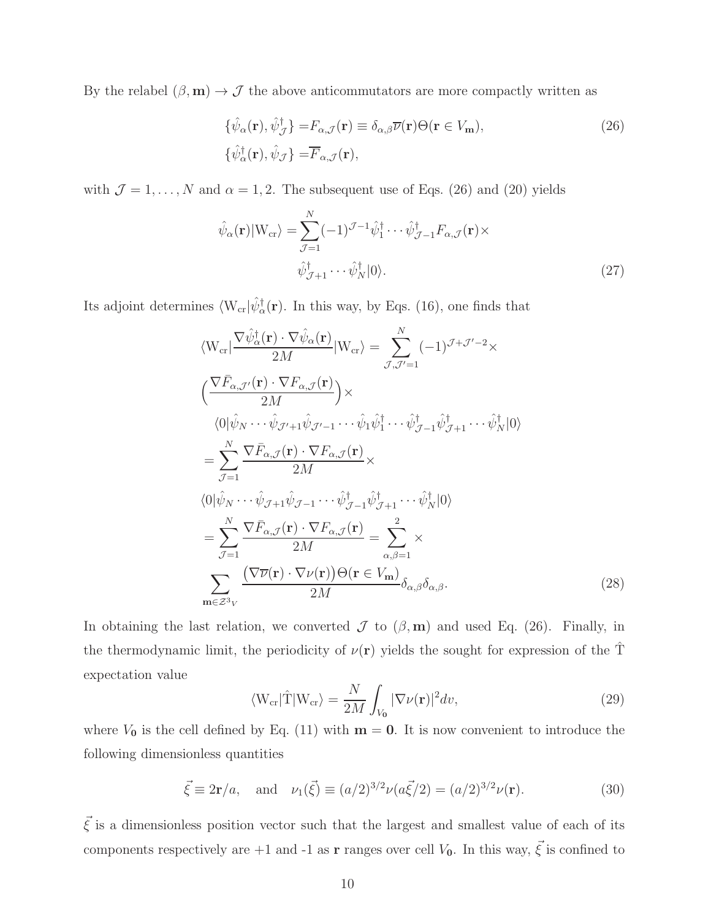By the relabel $(\beta, \mathbf{m}) \to \mathcal{J}$ the above anticommutators are more compactly written as

$$
\begin{aligned}
\{\hat{\psi}_\alpha(\mathbf{r}), \hat{\psi}^\dagger_{\mathcal{J}}\} =& F_{\alpha,\mathcal{J}}(\mathbf{r}) \equiv \delta_{\alpha,\beta}\overline{\nu}(\mathbf{r})\Theta(\mathbf{r} \in V_{\mathbf{m}}), \\
\{\hat{\psi}^\dagger_\alpha(\mathbf{r}), \hat{\psi}_{\mathcal{J}}\} =& \overline{F}_{\alpha,\mathcal{J}}(\mathbf{r}),
\end{aligned}
\tag{26}
$$

with $\mathcal{J} = 1, \ldots, N$ and $\alpha = 1, 2$. The subsequent use of Eqs. (26) and (20) yields

$$
\begin{aligned}
\hat{\psi}_\alpha(\mathbf{r})|\mathrm{W}_{\mathrm{cr}}\rangle = \sum_{\mathcal{J}=1}^{N} (-1)^{\mathcal{J}-1} \hat{\psi}^\dagger_1 \cdots \hat{\psi}^\dagger_{\mathcal{J}-1} F_{\alpha,\mathcal{J}}(\mathbf{r}) \times \\
\hat{\psi}^\dagger_{\mathcal{J}+1} \cdots \hat{\psi}^\dagger_N |0\rangle.
\end{aligned}
\tag{27}
$$

Its adjoint determines $\langle \mathrm{W}_{\mathrm{cr}}|\hat{\psi}^\dagger_\alpha(\mathbf{r})$. In this way, by Eqs. (16), one finds that

$$
\begin{aligned}
&\langle \mathrm{W}_{\mathrm{cr}}|\frac{\nabla\hat{\psi}^\dagger_\alpha(\mathbf{r}) \cdot \nabla\hat{\psi}_\alpha(\mathbf{r})}{2M}|\mathrm{W}_{\mathrm{cr}}\rangle = \sum_{\mathcal{J},\mathcal{J}'=1}^{N} (-1)^{\mathcal{J}+\mathcal{J}'-2} \times \\
&\Big(\frac{\nabla\bar{F}_{\alpha,\mathcal{J}'}(\mathbf{r}) \cdot \nabla F_{\alpha,\mathcal{J}}(\mathbf{r})}{2M}\Big) \times \\
&\quad \langle 0|\hat{\psi}_N \cdots \hat{\psi}_{\mathcal{J}'+1}\hat{\psi}_{\mathcal{J}'-1} \cdots \hat{\psi}_1 \hat{\psi}^\dagger_1 \cdots \hat{\psi}^\dagger_{\mathcal{J}-1}\hat{\psi}^\dagger_{\mathcal{J}+1} \cdots \hat{\psi}^\dagger_N|0\rangle \\
&= \sum_{\mathcal{J}=1}^{N} \frac{\nabla\bar{F}_{\alpha,\mathcal{J}}(\mathbf{r}) \cdot \nabla F_{\alpha,\mathcal{J}}(\mathbf{r})}{2M} \times \\
&\langle 0|\hat{\psi}_N \cdots \hat{\psi}_{\mathcal{J}+1}\hat{\psi}_{\mathcal{J}-1} \cdots \hat{\psi}^\dagger_{\mathcal{J}-1}\hat{\psi}^\dagger_{\mathcal{J}+1} \cdots \hat{\psi}^\dagger_N|0\rangle \\
&= \sum_{\mathcal{J}=1}^{N} \frac{\nabla\bar{F}_{\alpha,\mathcal{J}}(\mathbf{r}) \cdot \nabla F_{\alpha,\mathcal{J}}(\mathbf{r})}{2M} = \sum_{\alpha,\beta=1}^{2} \times \\
&\sum_{\mathbf{m}\in\mathcal{Z}^3{}_V} \frac{\big(\nabla\overline{\nu}(\mathbf{r}) \cdot \nabla\nu(\mathbf{r})\big)\Theta(\mathbf{r} \in V_{\mathbf{m}})}{2M} \delta_{\alpha,\beta}\delta_{\alpha,\beta}.
\end{aligned}
\tag{28}
$$

In obtaining the last relation, we converted $\mathcal{J}$ to $(\beta, \mathbf{m})$ and used Eq. (26). Finally, in the thermodynamic limit, the periodicity of $\nu(\mathbf{r})$ yields the sought for expression of the $\hat{\mathrm{T}}$ expectation value

$$
\langle \mathrm{W}_{\mathrm{cr}}|\hat{\mathrm{T}}|\mathrm{W}_{\mathrm{cr}}\rangle = \frac{N}{2M}\int_{V_{\mathbf{0}}} |\nabla\nu(\mathbf{r})|^2 dv,
\tag{29}
$$

where $V_{\mathbf{0}}$ is the cell defined by Eq. (11) with $\mathbf{m} = \mathbf{0}$. It is now convenient to introduce the following dimensionless quantities

$$
\vec{\xi} \equiv 2\mathbf{r}/a, \quad \text{and} \quad \nu_1(\vec{\xi}) \equiv (a/2)^{3/2}\nu(a\vec{\xi}/2) = (a/2)^{3/2}\nu(\mathbf{r}).
\tag{30}
$$

$\vec{\xi}$ is a dimensionless position vector such that the largest and smallest value of each of its components respectively are +1 and -1 as $\mathbf{r}$ ranges over cell $V_{\mathbf{0}}$. In this way, $\vec{\xi}$ is confined to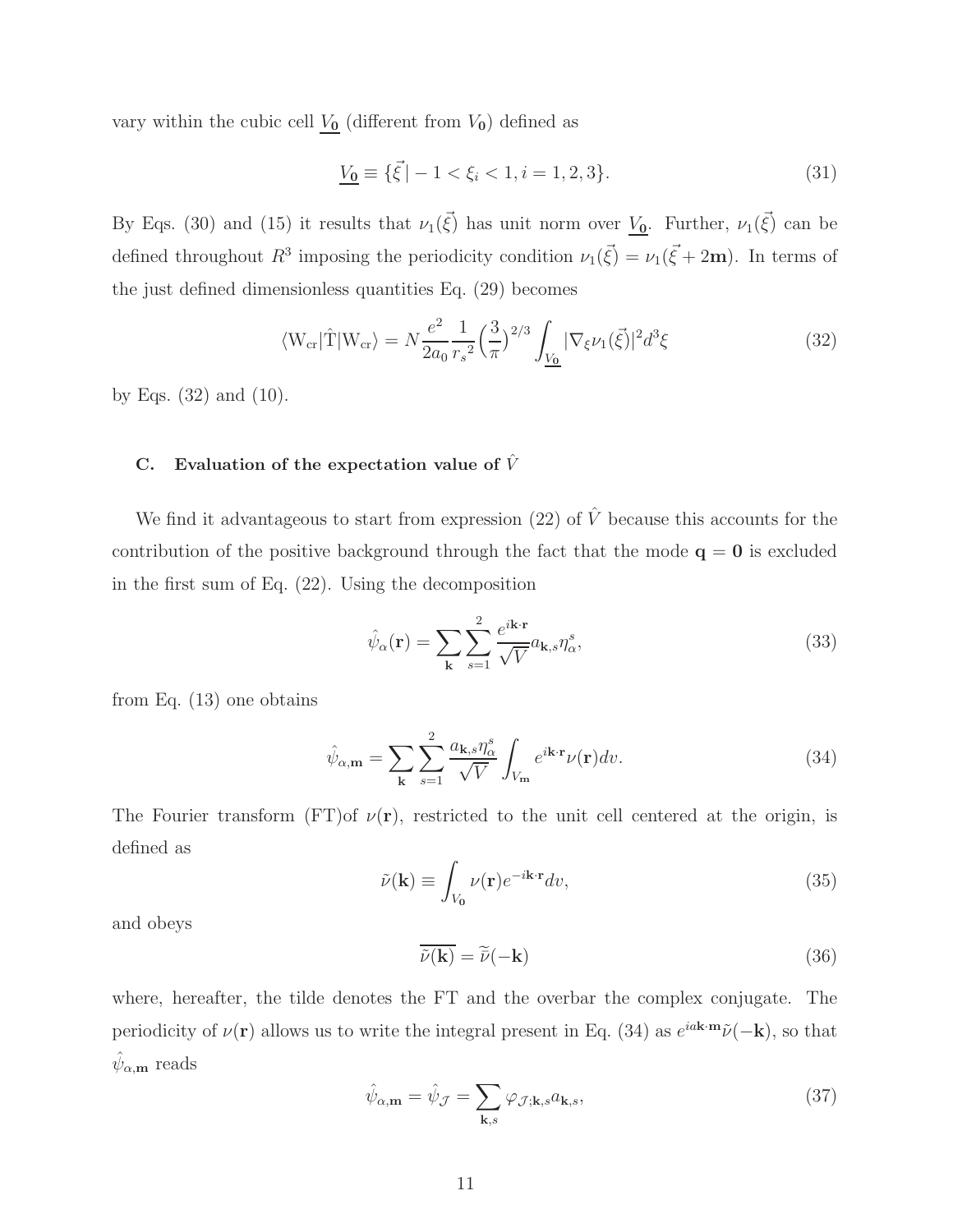vary within the cubic cell $\underline{V_{\mathbf{0}}}$ (different from $V_{\mathbf{0}}$) defined as

$$\underline{V_{\mathbf{0}}} \equiv \{\vec{\xi}\,|-1<\xi_i<1, i=1,2,3\}. \tag{31}$$

By Eqs. (30) and (15) it results that $\nu_1(\vec{\xi})$ has unit norm over $\underline{V_{\mathbf{0}}}$. Further, $\nu_1(\vec{\xi})$ can be defined throughout $R^3$ imposing the periodicity condition $\nu_1(\vec{\xi}) = \nu_1(\vec{\xi}+2\mathbf{m})$. In terms of the just defined dimensionless quantities Eq. (29) becomes

$$\langle \mathrm{W_{cr}}|\hat{\mathrm{T}}|\mathrm{W_{cr}}\rangle = N\frac{e^2}{2a_0}\frac{1}{{r_s}^2}\Big(\frac{3}{\pi}\Big)^{2/3}\int_{\underline{V_{\mathbf{0}}}}|\nabla_\xi \nu_1(\vec{\xi})|^2 d^3\xi \tag{32}$$

by Eqs. (32) and (10).

### C. Evaluation of the expectation value of $\hat{V}$

We find it advantageous to start from expression (22) of $\hat{V}$ because this accounts for the contribution of the positive background through the fact that the mode $\mathbf{q}=\mathbf{0}$ is excluded in the first sum of Eq. (22). Using the decomposition

$$\hat{\psi}_\alpha(\mathbf{r}) = \sum_{\mathbf{k}}\sum_{s=1}^{2}\frac{e^{i\mathbf{k}\cdot\mathbf{r}}}{\sqrt{V}}a_{\mathbf{k},s}\eta_\alpha^s, \tag{33}$$

from Eq. (13) one obtains

$$\hat{\psi}_{\alpha,\mathbf{m}} = \sum_{\mathbf{k}}\sum_{s=1}^{2}\frac{a_{\mathbf{k},s}\eta_\alpha^s}{\sqrt{V}}\int_{V_{\mathbf{m}}} e^{i\mathbf{k}\cdot\mathbf{r}}\nu(\mathbf{r})dv. \tag{34}$$

The Fourier transform (FT)of $\nu(\mathbf{r})$, restricted to the unit cell centered at the origin, is defined as

$$\tilde{\nu}(\mathbf{k}) \equiv \int_{V_{\mathbf{0}}}\nu(\mathbf{r})e^{-i\mathbf{k}\cdot\mathbf{r}}dv, \tag{35}$$

and obeys

$$\overline{\tilde{\nu}(\mathbf{k})} = \tilde{\overline{\nu}}(-\mathbf{k}) \tag{36}$$

where, hereafter, the tilde denotes the FT and the overbar the complex conjugate. The periodicity of $\nu(\mathbf{r})$ allows us to write the integral present in Eq. (34) as $e^{ia\mathbf{k}\cdot\mathbf{m}}\tilde{\nu}(-\mathbf{k})$, so that $\hat{\psi}_{\alpha,\mathbf{m}}$ reads

$$\hat{\psi}_{\alpha,\mathbf{m}} = \hat{\psi}_{\mathcal{J}} = \sum_{\mathbf{k},s}\varphi_{\mathcal{J};\mathbf{k},s}a_{\mathbf{k},s}, \tag{37}$$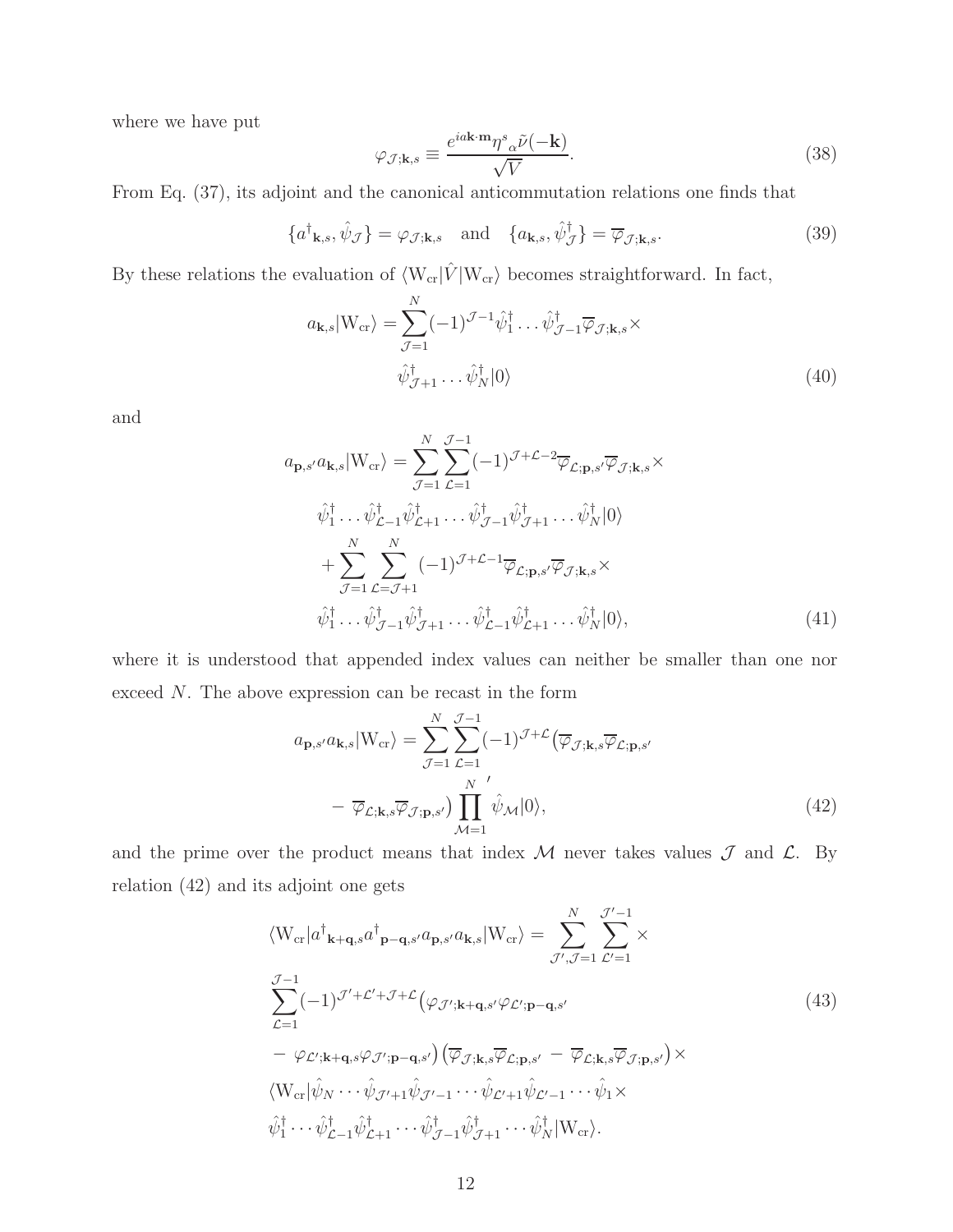where we have put

$$\varphi_{\mathcal{J};\mathbf{k},s} \equiv \frac{e^{ia\mathbf{k}\cdot\mathbf{m}}\eta^{s}{}_{\alpha}\tilde{\nu}(-\mathbf{k})}{\sqrt{V}}. \tag{38}$$

From Eq. (37), its adjoint and the canonical anticommutation relations one finds that

$$\{a^{\dagger}{}_{\mathbf{k},s}, \hat{\psi}_{\mathcal{J}}\} = \varphi_{\mathcal{J};\mathbf{k},s} \quad \text{and} \quad \{a_{\mathbf{k},s}, \hat{\psi}^{\dagger}_{\mathcal{J}}\} = \overline{\varphi}_{\mathcal{J};\mathbf{k},s}. \tag{39}$$

By these relations the evaluation of $\langle \mathrm{W}_{\mathrm{cr}}|\hat{V}|\mathrm{W}_{\mathrm{cr}}\rangle$ becomes straightforward. In fact,

$$a_{\mathbf{k},s}|\mathrm{W}_{\mathrm{cr}}\rangle = \sum_{\mathcal{J}=1}^{N}(-1)^{\mathcal{J}-1}\hat{\psi}^{\dagger}_{1}\ldots\hat{\psi}^{\dagger}_{\mathcal{J}-1}\overline{\varphi}_{\mathcal{J};\mathbf{k},s}\times \\ \hat{\psi}^{\dagger}_{\mathcal{J}+1}\ldots\hat{\psi}^{\dagger}_{N}|0\rangle \tag{40}$$

and

$$a_{\mathbf{p},s'}a_{\mathbf{k},s}|\mathrm{W}_{\mathrm{cr}}\rangle = \sum_{\mathcal{J}=1}^{N}\sum_{\mathcal{L}=1}^{\mathcal{J}-1}(-1)^{\mathcal{J}+\mathcal{L}-2}\overline{\varphi}_{\mathcal{L};\mathbf{p},s'}\overline{\varphi}_{\mathcal{J};\mathbf{k},s}\times \\ \hat{\psi}^{\dagger}_{1}\ldots\hat{\psi}^{\dagger}_{\mathcal{L}-1}\hat{\psi}^{\dagger}_{\mathcal{L}+1}\ldots\hat{\psi}^{\dagger}_{\mathcal{J}-1}\hat{\psi}^{\dagger}_{\mathcal{J}+1}\ldots\hat{\psi}^{\dagger}_{N}|0\rangle \\ +\sum_{\mathcal{J}=1}^{N}\sum_{\mathcal{L}=\mathcal{J}+1}^{N}(-1)^{\mathcal{J}+\mathcal{L}-1}\overline{\varphi}_{\mathcal{L};\mathbf{p},s'}\overline{\varphi}_{\mathcal{J};\mathbf{k},s}\times \\ \hat{\psi}^{\dagger}_{1}\ldots\hat{\psi}^{\dagger}_{\mathcal{J}-1}\hat{\psi}^{\dagger}_{\mathcal{J}+1}\ldots\hat{\psi}^{\dagger}_{\mathcal{L}-1}\hat{\psi}^{\dagger}_{\mathcal{L}+1}\ldots\hat{\psi}^{\dagger}_{N}|0\rangle, \tag{41}$$

where it is understood that appended index values can neither be smaller than one nor exceed $N$. The above expression can be recast in the form

$$a_{\mathbf{p},s'}a_{\mathbf{k},s}|\mathrm{W}_{\mathrm{cr}}\rangle = \sum_{\mathcal{J}=1}^{N}\sum_{\mathcal{L}=1}^{\mathcal{J}-1}(-1)^{\mathcal{J}+\mathcal{L}}\big(\overline{\varphi}_{\mathcal{J};\mathbf{k},s}\overline{\varphi}_{\mathcal{L};\mathbf{p},s'} \\ -\overline{\varphi}_{\mathcal{L};\mathbf{k},s}\overline{\varphi}_{\mathcal{J};\mathbf{p},s'}\big)\prod_{\mathcal{M}=1}^{N}{}' \hat{\psi}_{\mathcal{M}}|0\rangle, \tag{42}$$

and the prime over the product means that index $\mathcal{M}$ never takes values $\mathcal{J}$ and $\mathcal{L}$. By relation (42) and its adjoint one gets

$$\langle \mathrm{W}_{\mathrm{cr}}|a^{\dagger}{}_{\mathbf{k}+\mathbf{q},s}a^{\dagger}{}_{\mathbf{p}-\mathbf{q},s'}a_{\mathbf{p},s'}a_{\mathbf{k},s}|\mathrm{W}_{\mathrm{cr}}\rangle = \sum_{\mathcal{J}',\mathcal{J}=1}^{N}\sum_{\mathcal{L}'=1}^{\mathcal{J}'-1}\times \\ \sum_{\mathcal{L}=1}^{\mathcal{J}-1}(-1)^{\mathcal{J}'+\mathcal{L}'+\mathcal{J}+\mathcal{L}}\big(\varphi_{\mathcal{J}';\mathbf{k}+\mathbf{q},s'}\varphi_{\mathcal{L}';\mathbf{p}-\mathbf{q},s'} \\ -\varphi_{\mathcal{L}';\mathbf{k}+\mathbf{q},s}\varphi_{\mathcal{J}';\mathbf{p}-\mathbf{q},s'}\big)\big(\overline{\varphi}_{\mathcal{J};\mathbf{k},s}\overline{\varphi}_{\mathcal{L};\mathbf{p},s'}-\overline{\varphi}_{\mathcal{L};\mathbf{k},s}\overline{\varphi}_{\mathcal{J};\mathbf{p},s'}\big)\times \\ \langle \mathrm{W}_{\mathrm{cr}}|\hat{\psi}_{N}\cdots\hat{\psi}_{\mathcal{J}'+1}\hat{\psi}_{\mathcal{J}'-1}\cdots\hat{\psi}_{\mathcal{L}'+1}\hat{\psi}_{\mathcal{L}'-1}\cdots\hat{\psi}_{1}\times \\ \hat{\psi}^{\dagger}_{1}\cdots\hat{\psi}^{\dagger}_{\mathcal{L}-1}\hat{\psi}^{\dagger}_{\mathcal{L}+1}\cdots\hat{\psi}^{\dagger}_{\mathcal{J}-1}\hat{\psi}^{\dagger}_{\mathcal{J}+1}\cdots\hat{\psi}^{\dagger}_{N}|\mathrm{W}_{\mathrm{cr}}\rangle. \tag{43}$$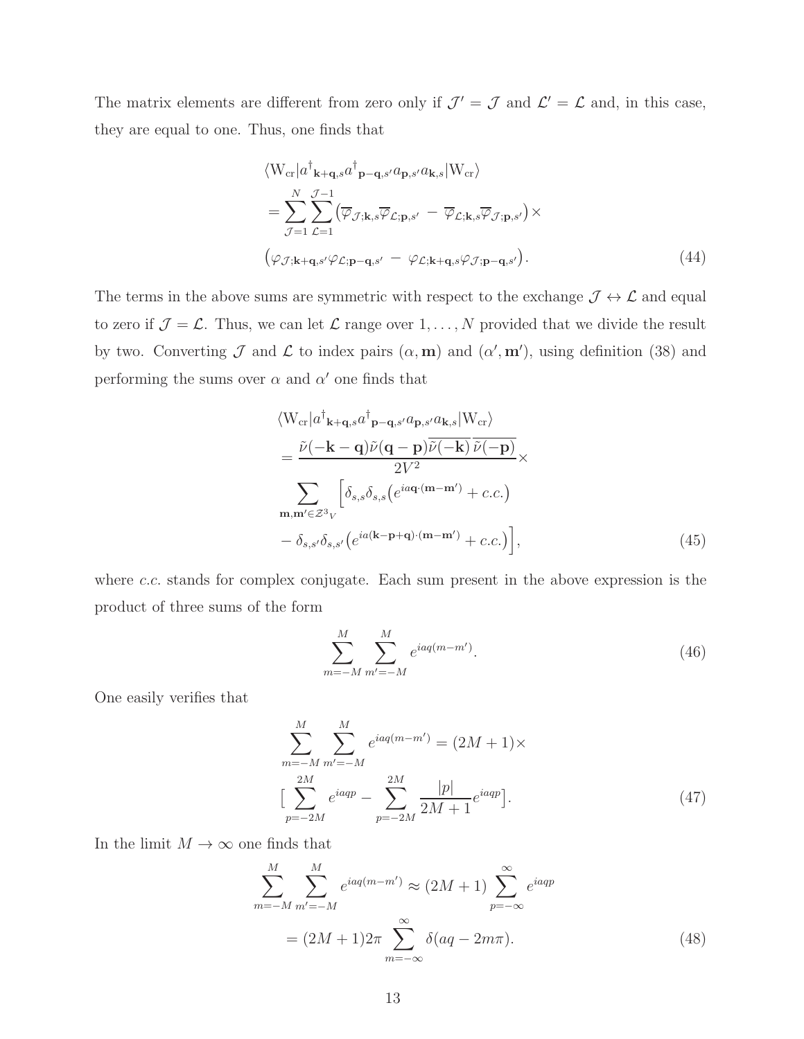The matrix elements are different from zero only if $\mathcal{J}' = \mathcal{J}$ and $\mathcal{L}' = \mathcal{L}$ and, in this case, they are equal to one. Thus, one finds that

$$
\begin{aligned}
&\langle \mathrm{W_{cr}} | a^\dagger{}_{\mathbf{k}+\mathbf{q},s} a^\dagger{}_{\mathbf{p}-\mathbf{q},s'} a_{\mathbf{p},s'} a_{\mathbf{k},s} | \mathrm{W_{cr}} \rangle \\
&= \sum_{\mathcal{J}=1}^{N} \sum_{\mathcal{L}=1}^{\mathcal{J}-1} \left( \overline{\varphi}_{\mathcal{J};\mathbf{k},s} \overline{\varphi}_{\mathcal{L};\mathbf{p},s'} - \overline{\varphi}_{\mathcal{L};\mathbf{k},s} \overline{\varphi}_{\mathcal{J};\mathbf{p},s'} \right) \times \\
&\left( \varphi_{\mathcal{J};\mathbf{k}+\mathbf{q},s'} \varphi_{\mathcal{L};\mathbf{p}-\mathbf{q},s'} - \varphi_{\mathcal{L};\mathbf{k}+\mathbf{q},s} \varphi_{\mathcal{J};\mathbf{p}-\mathbf{q},s'} \right).
\end{aligned} \tag{44}
$$

The terms in the above sums are symmetric with respect to the exchange $\mathcal{J} \leftrightarrow \mathcal{L}$ and equal to zero if $\mathcal{J} = \mathcal{L}$. Thus, we can let $\mathcal{L}$ range over $1, \ldots, N$ provided that we divide the result by two. Converting $\mathcal{J}$ and $\mathcal{L}$ to index pairs $(\alpha, \mathbf{m})$ and $(\alpha', \mathbf{m}')$, using definition (38) and performing the sums over $\alpha$ and $\alpha'$ one finds that

$$
\begin{aligned}
&\langle \mathrm{W_{cr}} | a^\dagger{}_{\mathbf{k}+\mathbf{q},s} a^\dagger{}_{\mathbf{p}-\mathbf{q},s'} a_{\mathbf{p},s'} a_{\mathbf{k},s} | \mathrm{W_{cr}} \rangle \\
&= \frac{\tilde{\nu}(-\mathbf{k}-\mathbf{q}) \tilde{\nu}(\mathbf{q}-\mathbf{p}) \overline{\tilde{\nu}(-\mathbf{k})}\, \overline{\tilde{\nu}(-\mathbf{p})}}{2V^2} \times \\
&\sum_{\mathbf{m},\mathbf{m}' \in \mathcal{Z}^3{}_V} \Big[ \delta_{s,s} \delta_{s,s} \left( e^{ia\mathbf{q}\cdot(\mathbf{m}-\mathbf{m}')} + c.c. \right) \\
&- \delta_{s,s'} \delta_{s,s'} \left( e^{ia(\mathbf{k}-\mathbf{p}+\mathbf{q})\cdot(\mathbf{m}-\mathbf{m}')} + c.c. \right) \Big],
\end{aligned} \tag{45}
$$

where *c.c.* stands for complex conjugate. Each sum present in the above expression is the product of three sums of the form

$$
\sum_{m=-M}^{M} \sum_{m'=-M}^{M} e^{iaq(m-m')}. \tag{46}
$$

One easily verifies that

$$
\begin{aligned}
&\sum_{m=-M}^{M} \sum_{m'=-M}^{M} e^{iaq(m-m')} = (2M+1) \times \\
&\Big[ \sum_{p=-2M}^{2M} e^{iaqp} - \sum_{p=-2M}^{2M} \frac{|p|}{2M+1} e^{iaqp} \Big].
\end{aligned} \tag{47}
$$

In the limit $M \to \infty$ one finds that

$$
\begin{aligned}
\sum_{m=-M}^{M} \sum_{m'=-M}^{M} e^{iaq(m-m')} &\approx (2M+1) \sum_{p=-\infty}^{\infty} e^{iaqp} \\
&= (2M+1) 2\pi \sum_{m=-\infty}^{\infty} \delta(aq - 2m\pi).
\end{aligned} \tag{48}
$$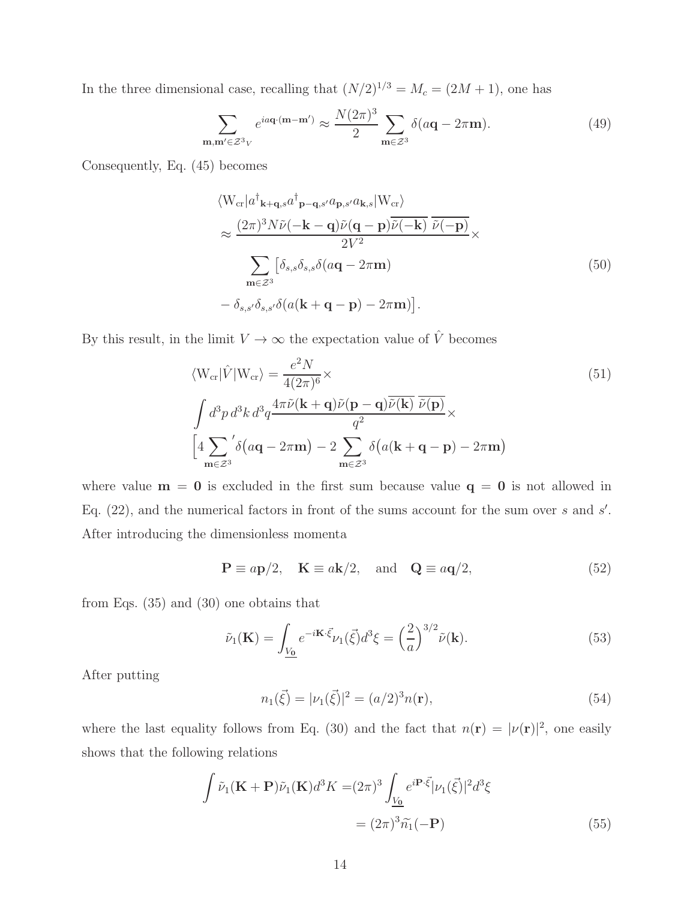In the three dimensional case, recalling that $(N/2)^{1/3} = M_c = (2M+1)$, one has

$$\sum_{\mathbf{m},\mathbf{m}' \in \mathcal{Z}^3{}_V} e^{ia\mathbf{q}\cdot(\mathbf{m}-\mathbf{m}')} \approx \frac{N(2\pi)^3}{2} \sum_{\mathbf{m}\in\mathcal{Z}^3} \delta(a\mathbf{q} - 2\pi\mathbf{m}). \tag{49}$$

Consequently, Eq. (45) becomes

$$\begin{aligned}
&\langle \mathrm{W_{cr}} | a^\dagger{}_{\mathbf{k}+\mathbf{q},s} a^\dagger{}_{\mathbf{p}-\mathbf{q},s'} a_{\mathbf{p},s'} a_{\mathbf{k},s} | \mathrm{W_{cr}} \rangle \\
&\approx \frac{(2\pi)^3 N \tilde{\nu}(-\mathbf{k}-\mathbf{q}) \tilde{\nu}(\mathbf{q}-\mathbf{p}) \overline{\tilde{\nu}(-\mathbf{k})}\ \overline{\tilde{\nu}(-\mathbf{p})}}{2V^2} \times \\
&\sum_{\mathbf{m}\in\mathcal{Z}^3} \big[ \delta_{s,s} \delta_{s,s} \delta(a\mathbf{q} - 2\pi\mathbf{m}) \\
&- \delta_{s,s'} \delta_{s,s'} \delta(a(\mathbf{k}+\mathbf{q}-\mathbf{p}) - 2\pi\mathbf{m}) \big].
\end{aligned} \tag{50}$$

By this result, in the limit $V \to \infty$ the expectation value of $\hat{V}$ becomes

$$\begin{aligned}
&\langle \mathrm{W_{cr}} | \hat{V} | \mathrm{W_{cr}} \rangle = \frac{e^2 N}{4(2\pi)^6} \times \\
&\int d^3p\, d^3k\, d^3q \frac{4\pi \tilde{\nu}(\mathbf{k}+\mathbf{q}) \tilde{\nu}(\mathbf{p}-\mathbf{q}) \overline{\tilde{\nu}(\mathbf{k})}\ \overline{\tilde{\nu}(\mathbf{p})}}{q^2} \times \\
&\Big[ 4 {\sum_{\mathbf{m}\in\mathcal{Z}^3}}' \delta\big(a\mathbf{q} - 2\pi\mathbf{m}\big) - 2 \sum_{\mathbf{m}\in\mathcal{Z}^3} \delta\big(a(\mathbf{k}+\mathbf{q}-\mathbf{p}) - 2\pi\mathbf{m}\big)
\end{aligned} \tag{51}$$

where value $\mathbf{m} = \mathbf{0}$ is excluded in the first sum because value $\mathbf{q} = \mathbf{0}$ is not allowed in Eq. (22), and the numerical factors in front of the sums account for the sum over $s$ and $s'$. After introducing the dimensionless momenta

$$\mathbf{P} \equiv a\mathbf{p}/2, \quad \mathbf{K} \equiv a\mathbf{k}/2, \quad \text{and} \quad \mathbf{Q} \equiv a\mathbf{q}/2, \tag{52}$$

from Eqs. (35) and (30) one obtains that

$$\tilde{\nu}_1(\mathbf{K}) = \int_{\underline{V_0}} e^{-i\mathbf{K}\cdot\vec{\xi}} \nu_1(\vec{\xi}) d^3\xi = \Big(\frac{2}{a}\Big)^{3/2} \tilde{\nu}(\mathbf{k}). \tag{53}$$

After putting

$$n_1(\vec{\xi}) = |\nu_1(\vec{\xi})|^2 = (a/2)^3 n(\mathbf{r}), \tag{54}$$

where the last equality follows from Eq. (30) and the fact that $n(\mathbf{r}) = |\nu(\mathbf{r})|^2$, one easily shows that the following relations

$$\begin{aligned}
\int \tilde{\nu}_1(\mathbf{K}+\mathbf{P}) \tilde{\nu}_1(\mathbf{K}) d^3K &= (2\pi)^3 \int_{\underline{V_0}} e^{i\mathbf{P}\cdot\vec{\xi}} |\nu_1(\vec{\xi})|^2 d^3\xi \\
&= (2\pi)^3 \widetilde{n_1}(-\mathbf{P})
\end{aligned} \tag{55}$$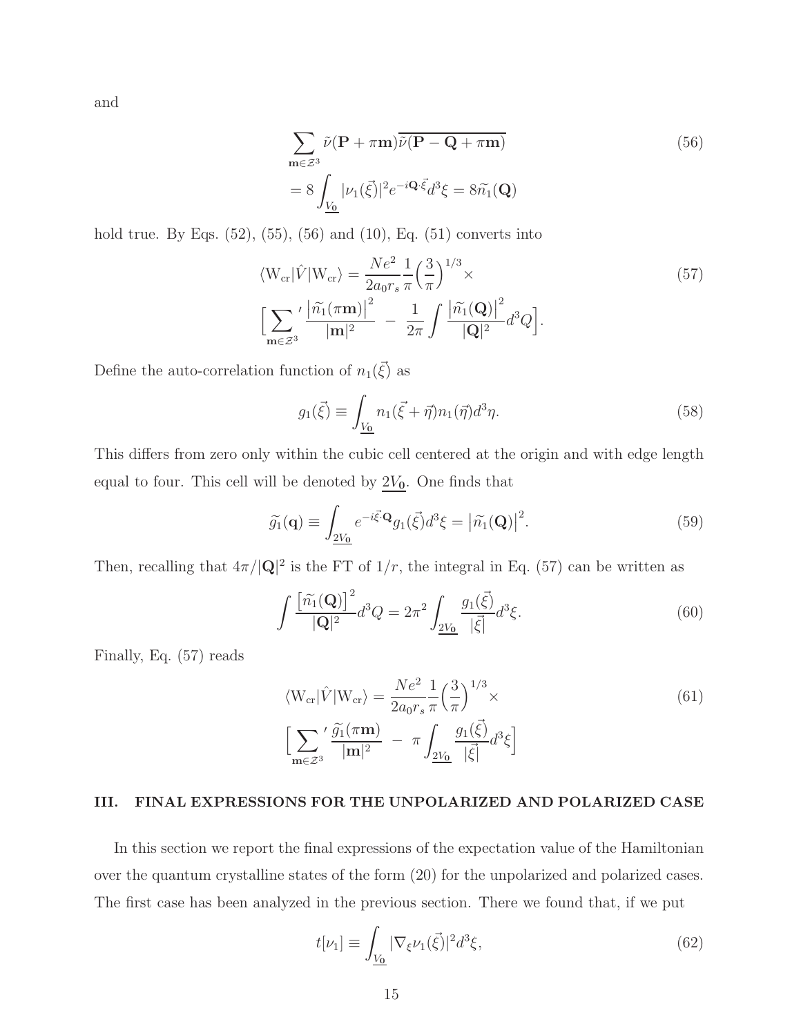and

$$\sum_{\mathbf{m}\in\mathcal{Z}^3} \tilde{\nu}(\mathbf{P}+\pi\mathbf{m})\overline{\tilde{\nu}(\mathbf{P}-\mathbf{Q}+\pi\mathbf{m})} \tag{56}$$

$$= 8\int_{\underline{V_\mathbf{0}}} |\nu_1(\vec{\xi})|^2 e^{-i\mathbf{Q}\cdot\vec{\xi}} d^3\xi = 8\widetilde{n_1}(\mathbf{Q})$$

hold true. By Eqs. (52), (55), (56) and (10), Eq. (51) converts into

$$\langle \mathrm{W_{cr}}|\hat{V}|\mathrm{W_{cr}}\rangle = \frac{Ne^2}{2a_0 r_s}\frac{1}{\pi}\Big(\frac{3}{\pi}\Big)^{1/3}\times \tag{57}$$

$$\Big[{\sum_{\mathbf{m}\in\mathcal{Z}^3}}' \frac{\big|\widetilde{n_1}(\pi\mathbf{m})\big|^2}{|\mathbf{m}|^2} \;-\; \frac{1}{2\pi}\int \frac{\big|\widetilde{n_1}(\mathbf{Q})\big|^2}{|\mathbf{Q}|^2} d^3Q\Big].$$

Define the auto-correlation function of $n_1(\vec{\xi})$ as

$$g_1(\vec{\xi}) \equiv \int_{\underline{V_\mathbf{0}}} n_1(\vec{\xi}+\vec{\eta}) n_1(\vec{\eta}) d^3\eta. \tag{58}$$

This differs from zero only within the cubic cell centered at the origin and with edge length equal to four. This cell will be denoted by $\underline{2V_\mathbf{0}}$. One finds that

$$\widetilde{g_1}(\mathbf{q}) \equiv \int_{\underline{2V_\mathbf{0}}} e^{-i\vec{\xi}\cdot\mathbf{Q}} g_1(\vec{\xi}) d^3\xi = \big|\widetilde{n_1}(\mathbf{Q})\big|^2. \tag{59}$$

Then, recalling that $4\pi/|\mathbf{Q}|^2$ is the FT of $1/r$, the integral in Eq. (57) can be written as

$$\int \frac{\big[\widetilde{n_1}(\mathbf{Q})\big]^2}{|\mathbf{Q}|^2} d^3Q = 2\pi^2 \int_{\underline{2V_\mathbf{0}}} \frac{g_1(\vec{\xi})}{|\vec{\xi}|} d^3\xi. \tag{60}$$

Finally, Eq. (57) reads

$$\langle \mathrm{W_{cr}}|\hat{V}|\mathrm{W_{cr}}\rangle = \frac{Ne^2}{2a_0 r_s}\frac{1}{\pi}\Big(\frac{3}{\pi}\Big)^{1/3}\times \tag{61}$$

$$\Big[{\sum_{\mathbf{m}\in\mathcal{Z}^3}}' \frac{\widetilde{g_1}(\pi\mathbf{m})}{|\mathbf{m}|^2} \;-\; \pi\int_{\underline{2V_\mathbf{0}}} \frac{g_1(\vec{\xi})}{|\vec{\xi}|} d^3\xi\Big]$$

## III. FINAL EXPRESSIONS FOR THE UNPOLARIZED AND POLARIZED CASE

In this section we report the final expressions of the expectation value of the Hamiltonian over the quantum crystalline states of the form (20) for the unpolarized and polarized cases. The first case has been analyzed in the previous section. There we found that, if we put

$$t[\nu_1] \equiv \int_{\underline{V_\mathbf{0}}} |\nabla_\xi \nu_1(\vec{\xi})|^2 d^3\xi, \tag{62}$$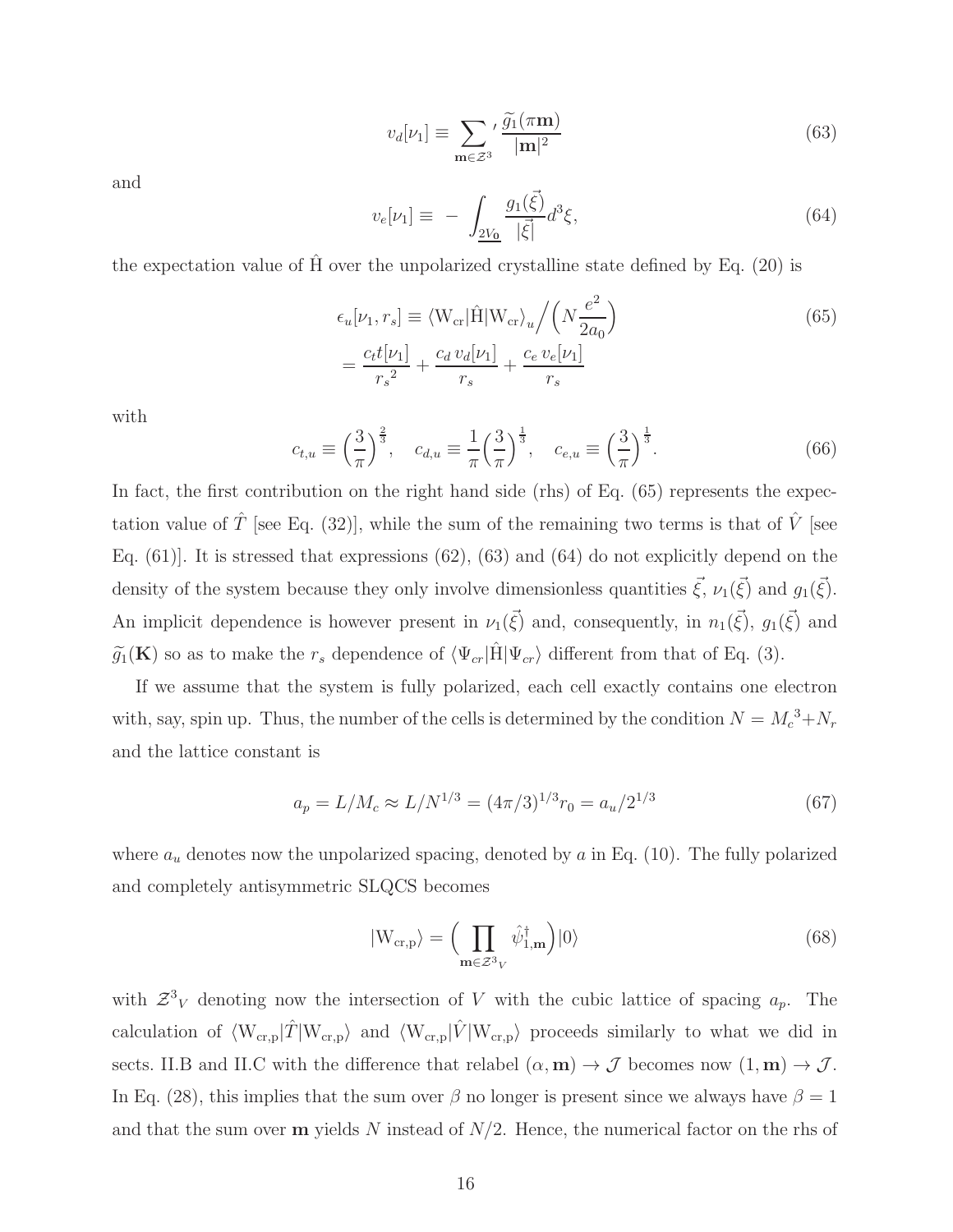$$v_d[\nu_1] \equiv \sum_{\mathbf{m}\in\mathcal{Z}^3}{}' \frac{\widetilde{g}_1(\pi\mathbf{m})}{|\mathbf{m}|^2} \tag{63}$$

and

$$v_e[\nu_1] \equiv \; - \int_{\underline{2V_0}} \frac{g_1(\vec{\xi})}{|\vec{\xi}|} d^3\xi, \tag{64}$$

the expectation value of $\hat{\mathrm{H}}$ over the unpolarized crystalline state defined by Eq. (20) is

$$\begin{aligned}\epsilon_u[\nu_1, r_s] &\equiv \langle \mathrm{W_{cr}}|\hat{\mathrm{H}}|\mathrm{W_{cr}}\rangle_u \Big/ \Big(N\frac{e^2}{2a_0}\Big) \\ &= \frac{c_t t[\nu_1]}{{r_s}^2} + \frac{c_d\, v_d[\nu_1]}{r_s} + \frac{c_e\, v_e[\nu_1]}{r_s}\end{aligned} \tag{65}$$

with

$$c_{t,u} \equiv \Big(\frac{3}{\pi}\Big)^{\frac{2}{3}}, \quad c_{d,u} \equiv \frac{1}{\pi}\Big(\frac{3}{\pi}\Big)^{\frac{1}{3}}, \quad c_{e,u} \equiv \Big(\frac{3}{\pi}\Big)^{\frac{1}{3}}. \tag{66}$$

In fact, the first contribution on the right hand side (rhs) of Eq. (65) represents the expectation value of $\hat{T}$ [see Eq. (32)], while the sum of the remaining two terms is that of $\hat{V}$ [see Eq. (61)]. It is stressed that expressions (62), (63) and (64) do not explicitly depend on the density of the system because they only involve dimensionless quantities $\vec{\xi}$, $\nu_1(\vec{\xi})$ and $g_1(\vec{\xi})$. An implicit dependence is however present in $\nu_1(\vec{\xi})$ and, consequently, in $n_1(\vec{\xi})$, $g_1(\vec{\xi})$ and $\widetilde{g}_1(\mathbf{K})$ so as to make the $r_s$ dependence of $\langle\Psi_{cr}|\hat{\mathrm{H}}|\Psi_{cr}\rangle$ different from that of Eq. (3).

If we assume that the system is fully polarized, each cell exactly contains one electron with, say, spin up. Thus, the number of the cells is determined by the condition $N = {M_c}^3 + N_r$ and the lattice constant is

$$a_p = L/M_c \approx L/N^{1/3} = (4\pi/3)^{1/3} r_0 = a_u/2^{1/3} \tag{67}$$

where $a_u$ denotes now the unpolarized spacing, denoted by $a$ in Eq. (10). The fully polarized and completely antisymmetric SLQCS becomes

$$|\mathrm{W_{cr,p}}\rangle = \Big(\prod_{\mathbf{m}\in\mathcal{Z}^3{}_V} \hat{\psi}^{\dagger}_{1,\mathbf{m}}\Big)|0\rangle \tag{68}$$

with $\mathcal{Z}^3{}_V$ denoting now the intersection of $V$ with the cubic lattice of spacing $a_p$. The calculation of $\langle \mathrm{W_{cr,p}}|\hat{T}|\mathrm{W_{cr,p}}\rangle$ and $\langle \mathrm{W_{cr,p}}|\hat{V}|\mathrm{W_{cr,p}}\rangle$ proceeds similarly to what we did in sects. II.B and II.C with the difference that relabel $(\alpha, \mathbf{m}) \to \mathcal{J}$ becomes now $(1, \mathbf{m}) \to \mathcal{J}$. In Eq. (28), this implies that the sum over $\beta$ no longer is present since we always have $\beta = 1$ and that the sum over $\mathbf{m}$ yields $N$ instead of $N/2$. Hence, the numerical factor on the rhs of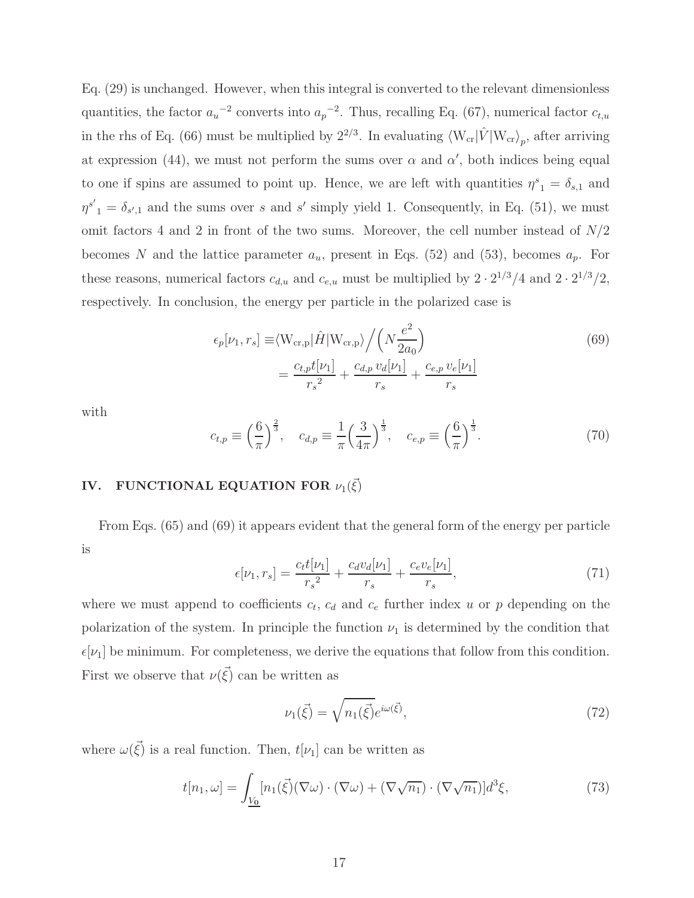Eq. (29) is unchanged. However, when this integral is converted to the relevant dimensionless quantities, the factor ${a_u}^{-2}$ converts into ${a_p}^{-2}$. Thus, recalling Eq. (67), numerical factor $c_{t,u}$ in the rhs of Eq. (66) must be multiplied by $2^{2/3}$. In evaluating $\langle \mathrm{W_{cr}}|\hat{V}|\mathrm{W_{cr}}\rangle_p$, after arriving at expression (44), we must not perform the sums over $\alpha$ and $\alpha'$, both indices being equal to one if spins are assumed to point up. Hence, we are left with quantities ${\eta^s}_1 = \delta_{s,1}$ and ${\eta^{s'}}_1 = \delta_{s',1}$ and the sums over $s$ and $s'$ simply yield 1. Consequently, in Eq. (51), we must omit factors 4 and 2 in front of the two sums. Moreover, the cell number instead of $N/2$ becomes $N$ and the lattice parameter $a_u$, present in Eqs. (52) and (53), becomes $a_p$. For these reasons, numerical factors $c_{d,u}$ and $c_{e,u}$ must be multiplied by $2 \cdot 2^{1/3}/4$ and $2 \cdot 2^{1/3}/2$, respectively. In conclusion, the energy per particle in the polarized case is

$$
\begin{aligned}
\epsilon_p[\nu_1, r_s] \equiv & \langle \mathrm{W_{cr,p}}|\hat{H}|\mathrm{W_{cr,p}}\rangle \Big/ \Big(N\frac{e^2}{2a_0}\Big) \\
&= \frac{c_{t,p} t[\nu_1]}{{r_s}^2} + \frac{c_{d,p}\, v_d[\nu_1]}{r_s} + \frac{c_{e,p}\, v_e[\nu_1]}{r_s}
\end{aligned}
\tag{69}
$$

with

$$
c_{t,p} \equiv \Big(\frac{6}{\pi}\Big)^{\frac{2}{3}}, \quad c_{d,p} \equiv \frac{1}{\pi}\Big(\frac{3}{4\pi}\Big)^{\frac{1}{3}}, \quad c_{e,p} \equiv \Big(\frac{6}{\pi}\Big)^{\frac{1}{3}}. \tag{70}
$$

## IV. FUNCTIONAL EQUATION FOR $\nu_1(\vec{\xi})$

From Eqs. (65) and (69) it appears evident that the general form of the energy per particle is

$$
\epsilon[\nu_1, r_s] = \frac{c_t t[\nu_1]}{{r_s}^2} + \frac{c_d v_d[\nu_1]}{r_s} + \frac{c_e v_e[\nu_1]}{r_s}, \tag{71}
$$

where we must append to coefficients $c_t$, $c_d$ and $c_e$ further index $u$ or $p$ depending on the polarization of the system. In principle the function $\nu_1$ is determined by the condition that $\epsilon[\nu_1]$ be minimum. For completeness, we derive the equations that follow from this condition. First we observe that $\nu(\vec{\xi})$ can be written as

$$
\nu_1(\vec{\xi}) = \sqrt{n_1(\vec{\xi})} e^{i\omega(\vec{\xi})}, \tag{72}
$$

where $\omega(\vec{\xi})$ is a real function. Then, $t[\nu_1]$ can be written as

$$
t[n_1, \omega] = \int_{\underline{V_0}} [n_1(\vec{\xi})(\nabla\omega)\cdot(\nabla\omega) + (\nabla\sqrt{n_1})\cdot(\nabla\sqrt{n_1})] d^3\xi, \tag{73}
$$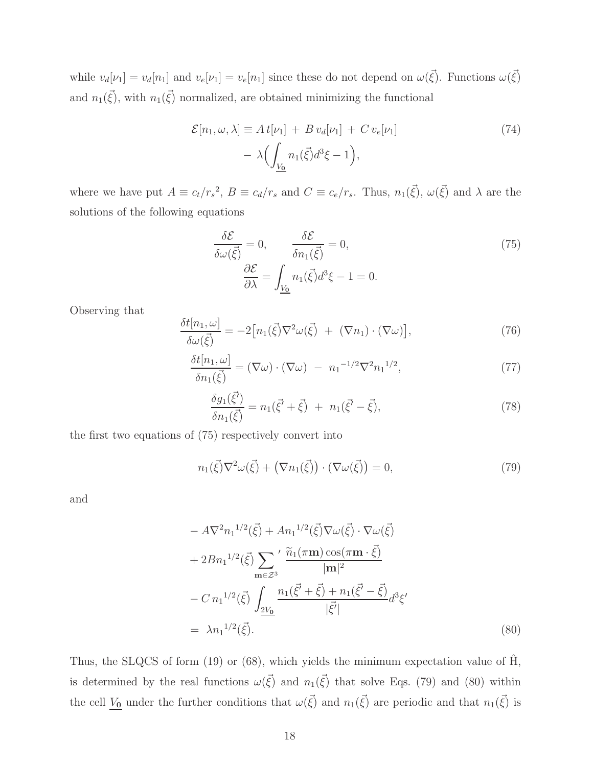while $v_d[\nu_1] = v_d[n_1]$ and $v_e[\nu_1] = v_e[n_1]$ since these do not depend on $\omega(\vec{\xi})$. Functions $\omega(\vec{\xi})$ and $n_1(\vec{\xi})$, with $n_1(\vec{\xi})$ normalized, are obtained minimizing the functional

$$
\begin{aligned}
\mathcal{E}[n_1, \omega, \lambda] \equiv & \; A\, t[\nu_1] \; + \; B\, v_d[\nu_1] \; + \; C\, v_e[\nu_1] \\
& - \; \lambda\Big( \int_{\underline{V_0}} n_1(\vec{\xi}) d^3\xi - 1 \Big),
\end{aligned} \tag{74}
$$

where we have put $A \equiv c_t/{r_s}^2$, $B \equiv c_d/r_s$ and $C \equiv c_e/r_s$. Thus, $n_1(\vec{\xi})$, $\omega(\vec{\xi})$ and $\lambda$ are the solutions of the following equations

$$
\begin{aligned}
\frac{\delta \mathcal{E}}{\delta \omega(\vec{\xi})} = 0, \qquad \frac{\delta \mathcal{E}}{\delta n_1(\vec{\xi})} = 0, \\
\frac{\partial \mathcal{E}}{\partial \lambda} = \int_{\underline{V_0}} n_1(\vec{\xi}) d^3\xi - 1 = 0.
\end{aligned} \tag{75}
$$

Observing that

$$
\frac{\delta t[n_1, \omega]}{\delta \omega(\vec{\xi})} = -2\big[ n_1(\vec{\xi}) \nabla^2 \omega(\vec{\xi}) \; + \; (\nabla n_1) \cdot (\nabla \omega) \big], \tag{76}
$$

$$
\frac{\delta t[n_1, \omega]}{\delta n_1(\vec{\xi})} = (\nabla \omega) \cdot (\nabla \omega) \; - \; {n_1}^{-1/2} \nabla^2 {n_1}^{1/2}, \tag{77}
$$

$$
\frac{\delta g_1(\vec{\xi'})}{\delta n_1(\vec{\xi})} = n_1(\vec{\xi'} + \vec{\xi}) \; + \; n_1(\vec{\xi'} - \vec{\xi}), \tag{78}
$$

the first two equations of (75) respectively convert into

$$
n_1(\vec{\xi}) \nabla^2 \omega(\vec{\xi}) + \big( \nabla n_1(\vec{\xi}) \big) \cdot \big( \nabla \omega(\vec{\xi}) \big) = 0, \tag{79}
$$

and

$$
\begin{aligned}
& - A \nabla^2 {n_1}^{1/2}(\vec{\xi}) + A {n_1}^{1/2}(\vec{\xi}) \nabla \omega(\vec{\xi}) \cdot \nabla \omega(\vec{\xi}) \\
& + 2B {n_1}^{1/2}(\vec{\xi}) {\sum_{\mathbf{m} \in \mathcal{Z}^3}}' \frac{\widetilde{n}_1(\pi \mathbf{m}) \cos(\pi \mathbf{m} \cdot \vec{\xi})}{|\mathbf{m}|^2} \\
& - C\, {n_1}^{1/2}(\vec{\xi}) \int_{\underline{2V_0}} \frac{n_1(\vec{\xi'} + \vec{\xi}) + n_1(\vec{\xi'} - \vec{\xi})}{|\vec{\xi'}|} d^3\xi' \\
& = \; \lambda {n_1}^{1/2}(\vec{\xi}).
\end{aligned} \tag{80}
$$

Thus, the SLQCS of form (19) or (68), which yields the minimum expectation value of $\hat{\mathrm{H}}$, is determined by the real functions $\omega(\vec{\xi})$ and $n_1(\vec{\xi})$ that solve Eqs. (79) and (80) within the cell $\underline{V_0}$ under the further conditions that $\omega(\vec{\xi})$ and $n_1(\vec{\xi})$ are periodic and that $n_1(\vec{\xi})$ is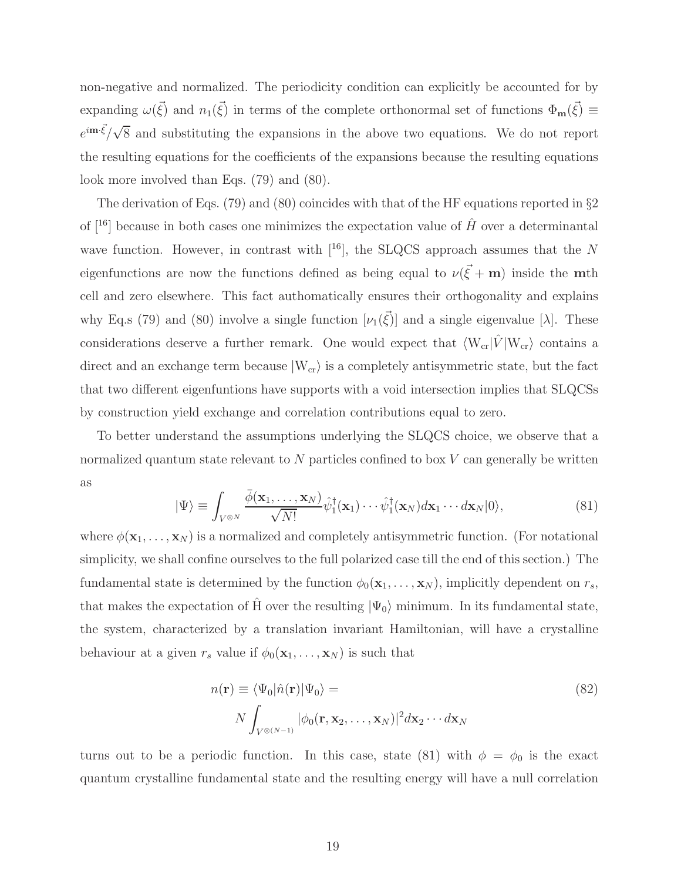non-negative and normalized. The periodicity condition can explicitly be accounted for by expanding $\omega(\vec{\xi})$ and $n_1(\vec{\xi})$ in terms of the complete orthonormal set of functions $\Phi_{\mathbf{m}}(\vec{\xi}) \equiv e^{i\mathbf{m}\cdot\vec{\xi}}/\sqrt{8}$ and substituting the expansions in the above two equations. We do not report the resulting equations for the coefficients of the expansions because the resulting equations look more involved than Eqs. (79) and (80).

The derivation of Eqs. (79) and (80) coincides with that of the HF equations reported in §2 of [16] because in both cases one minimizes the expectation value of $\hat{H}$ over a determinantal wave function. However, in contrast with [16], the SLQCS approach assumes that the $N$ eigenfunctions are now the functions defined as being equal to $\nu(\vec{\xi}+\mathbf{m})$ inside the $\mathbf{m}$th cell and zero elsewhere. This fact authomatically ensures their orthogonality and explains why Eq.s (79) and (80) involve a single function $[\nu_1(\vec{\xi})]$ and a single eigenvalue $[\lambda]$. These considerations deserve a further remark. One would expect that $\langle \mathrm{W_{cr}}|\hat{V}|\mathrm{W_{cr}}\rangle$ contains a direct and an exchange term because $|\mathrm{W_{cr}}\rangle$ is a completely antisymmetric state, but the fact that two different eigenfuntions have supports with a void intersection implies that SLQCSs by construction yield exchange and correlation contributions equal to zero.

To better understand the assumptions underlying the SLQCS choice, we observe that a normalized quantum state relevant to $N$ particles confined to box $V$ can generally be written as

$$|\Psi\rangle \equiv \int_{V^{\otimes N}} \frac{\bar{\phi}(\mathbf{x}_1,\ldots,\mathbf{x}_N)}{\sqrt{N!}} \hat{\psi}_1^\dagger(\mathbf{x}_1)\cdots\hat{\psi}_1^\dagger(\mathbf{x}_N) d\mathbf{x}_1\cdots d\mathbf{x}_N |0\rangle, \tag{81}$$

where $\phi(\mathbf{x}_1,\ldots,\mathbf{x}_N)$ is a normalized and completely antisymmetric function. (For notational simplicity, we shall confine ourselves to the full polarized case till the end of this section.) The fundamental state is determined by the function $\phi_0(\mathbf{x}_1,\ldots,\mathbf{x}_N)$, implicitly dependent on $r_s$, that makes the expectation of $\hat{\mathrm{H}}$ over the resulting $|\Psi_0\rangle$ minimum. In its fundamental state, the system, characterized by a translation invariant Hamiltonian, will have a crystalline behaviour at a given $r_s$ value if $\phi_0(\mathbf{x}_1,\ldots,\mathbf{x}_N)$ is such that

$$\begin{aligned} n(\mathbf{r}) \equiv \langle \Psi_0|\hat{n}(\mathbf{r})|\Psi_0\rangle = \\ N\int_{V^{\otimes(N-1)}} |\phi_0(\mathbf{r},\mathbf{x}_2,\ldots,\mathbf{x}_N)|^2 d\mathbf{x}_2\cdots d\mathbf{x}_N \end{aligned} \tag{82}$$

turns out to be a periodic function. In this case, state (81) with $\phi = \phi_0$ is the exact quantum crystalline fundamental state and the resulting energy will have a null correlation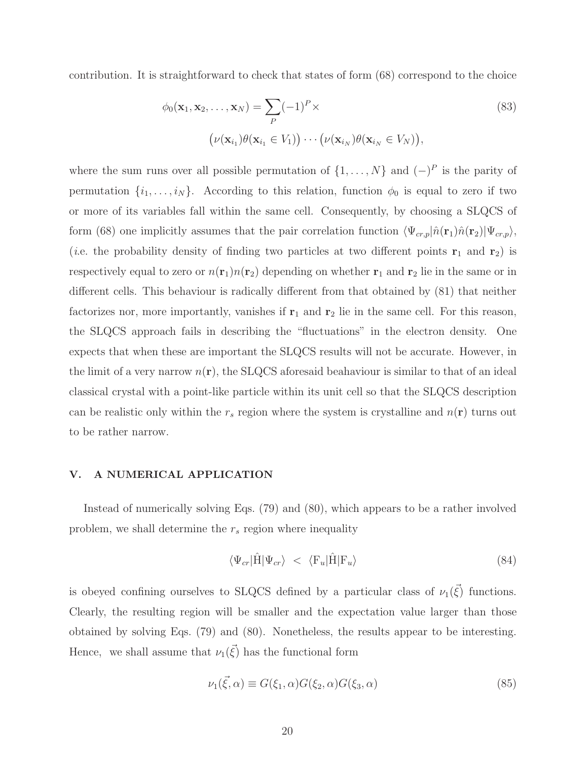contribution. It is straightforward to check that states of form (68) correspond to the choice

$$\phi_0(\mathbf{x}_1, \mathbf{x}_2, \ldots, \mathbf{x}_N) = \sum_P (-1)^P \times \\ \big(\nu(\mathbf{x}_{i_1})\theta(\mathbf{x}_{i_1} \in V_1)\big) \cdots \big(\nu(\mathbf{x}_{i_N})\theta(\mathbf{x}_{i_N} \in V_N)\big), \tag{83}$$

where the sum runs over all possible permutation of $\{1, \ldots, N\}$ and $(-)^P$ is the parity of permutation $\{i_1, \ldots, i_N\}$. According to this relation, function $\phi_0$ is equal to zero if two or more of its variables fall within the same cell. Consequently, by choosing a SLQCS of form (68) one implicitly assumes that the pair correlation function $\langle \Psi_{cr,p}|\hat{n}(\mathbf{r}_1)\hat{n}(\mathbf{r}_2)|\Psi_{cr,p}\rangle$, (*i*.e. the probability density of finding two particles at two different points $\mathbf{r}_1$ and $\mathbf{r}_2$) is respectively equal to zero or $n(\mathbf{r}_1)n(\mathbf{r}_2)$ depending on whether $\mathbf{r}_1$ and $\mathbf{r}_2$ lie in the same or in different cells. This behaviour is radically different from that obtained by (81) that neither factorizes nor, more importantly, vanishes if $\mathbf{r}_1$ and $\mathbf{r}_2$ lie in the same cell. For this reason, the SLQCS approach fails in describing the "fluctuations" in the electron density. One expects that when these are important the SLQCS results will not be accurate. However, in the limit of a very narrow $n(\mathbf{r})$, the SLQCS aforesaid beahaviour is similar to that of an ideal classical crystal with a point-like particle within its unit cell so that the SLQCS description can be realistic only within the $r_s$ region where the system is crystalline and $n(\mathbf{r})$ turns out to be rather narrow.

## V. A NUMERICAL APPLICATION

Instead of numerically solving Eqs. (79) and (80), which appears to be a rather involved problem, we shall determine the $r_s$ region where inequality

$$\langle \Psi_{cr}|\hat{\mathrm{H}}|\Psi_{cr}\rangle \;<\; \langle \mathrm{F}_u|\hat{\mathrm{H}}|\mathrm{F}_u\rangle \tag{84}$$

is obeyed confining ourselves to SLQCS defined by a particular class of $\nu_1(\vec{\xi})$ functions. Clearly, the resulting region will be smaller and the expectation value larger than those obtained by solving Eqs. (79) and (80). Nonetheless, the results appear to be interesting. Hence, we shall assume that $\nu_1(\vec{\xi})$ has the functional form

$$\nu_1(\vec{\xi}, \alpha) \equiv G(\xi_1, \alpha)G(\xi_2, \alpha)G(\xi_3, \alpha) \tag{85}$$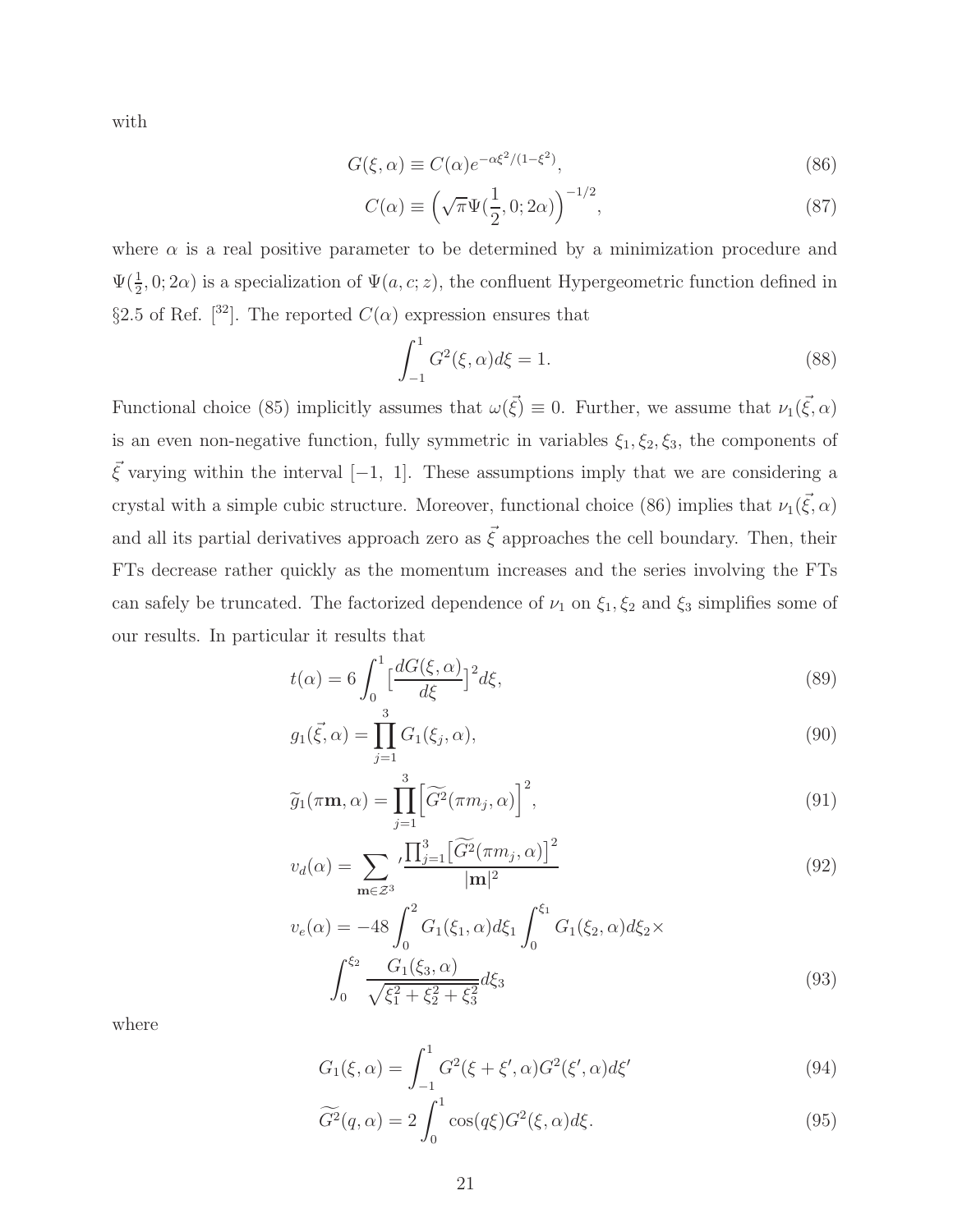with

$$G(\xi,\alpha) \equiv C(\alpha) e^{-\alpha\xi^2/(1-\xi^2)}, \tag{86}$$

$$C(\alpha) \equiv \left(\sqrt{\pi}\Psi(\frac{1}{2},0;2\alpha)\right)^{-1/2}, \tag{87}$$

where $\alpha$ is a real positive parameter to be determined by a minimization procedure and $\Psi(\frac{1}{2},0;2\alpha)$ is a specialization of $\Psi(a,c;z)$, the confluent Hypergeometric function defined in §2.5 of Ref. [32]. The reported $C(\alpha)$ expression ensures that

$$\int_{-1}^{1} G^2(\xi,\alpha) d\xi = 1. \tag{88}$$

Functional choice (85) implicitly assumes that $\omega(\vec{\xi}) \equiv 0$. Further, we assume that $\nu_1(\vec{\xi},\alpha)$ is an even non-negative function, fully symmetric in variables $\xi_1, \xi_2, \xi_3$, the components of $\vec{\xi}$ varying within the interval $[-1,\ 1]$. These assumptions imply that we are considering a crystal with a simple cubic structure. Moreover, functional choice (86) implies that $\nu_1(\vec{\xi},\alpha)$ and all its partial derivatives approach zero as $\vec{\xi}$ approaches the cell boundary. Then, their FTs decrease rather quickly as the momentum increases and the series involving the FTs can safely be truncated. The factorized dependence of $\nu_1$ on $\xi_1, \xi_2$ and $\xi_3$ simplifies some of our results. In particular it results that

$$t(\alpha) = 6\int_0^1 \big[\frac{dG(\xi,\alpha)}{d\xi}\big]^2 d\xi, \tag{89}$$

$$g_1(\vec{\xi},\alpha) = \prod_{j=1}^{3} G_1(\xi_j,\alpha), \tag{90}$$

$$\widetilde{g}_1(\pi\mathbf{m},\alpha) = \prod_{j=1}^{3} \Big[\widetilde{G^2}(\pi m_j,\alpha)\Big]^2, \tag{91}$$

$$v_d(\alpha) = \sum_{\mathbf{m}\in\mathcal{Z}^3}{}' \frac{\prod_{j=1}^{3}\big[\widetilde{G^2}(\pi m_j,\alpha)\big]^2}{|\mathbf{m}|^2} \tag{92}$$

$$v_e(\alpha) = -48\int_0^2 G_1(\xi_1,\alpha)d\xi_1 \int_0^{\xi_1} G_1(\xi_2,\alpha)d\xi_2 \times \int_0^{\xi_2} \frac{G_1(\xi_3,\alpha)}{\sqrt{\xi_1^2+\xi_2^2+\xi_3^2}} d\xi_3 \tag{93}$$

where

$$G_1(\xi,\alpha) = \int_{-1}^{1} G^2(\xi+\xi',\alpha) G^2(\xi',\alpha) d\xi' \tag{94}$$

$$\widetilde{G^2}(q,\alpha) = 2\int_0^1 \cos(q\xi) G^2(\xi,\alpha) d\xi. \tag{95}$$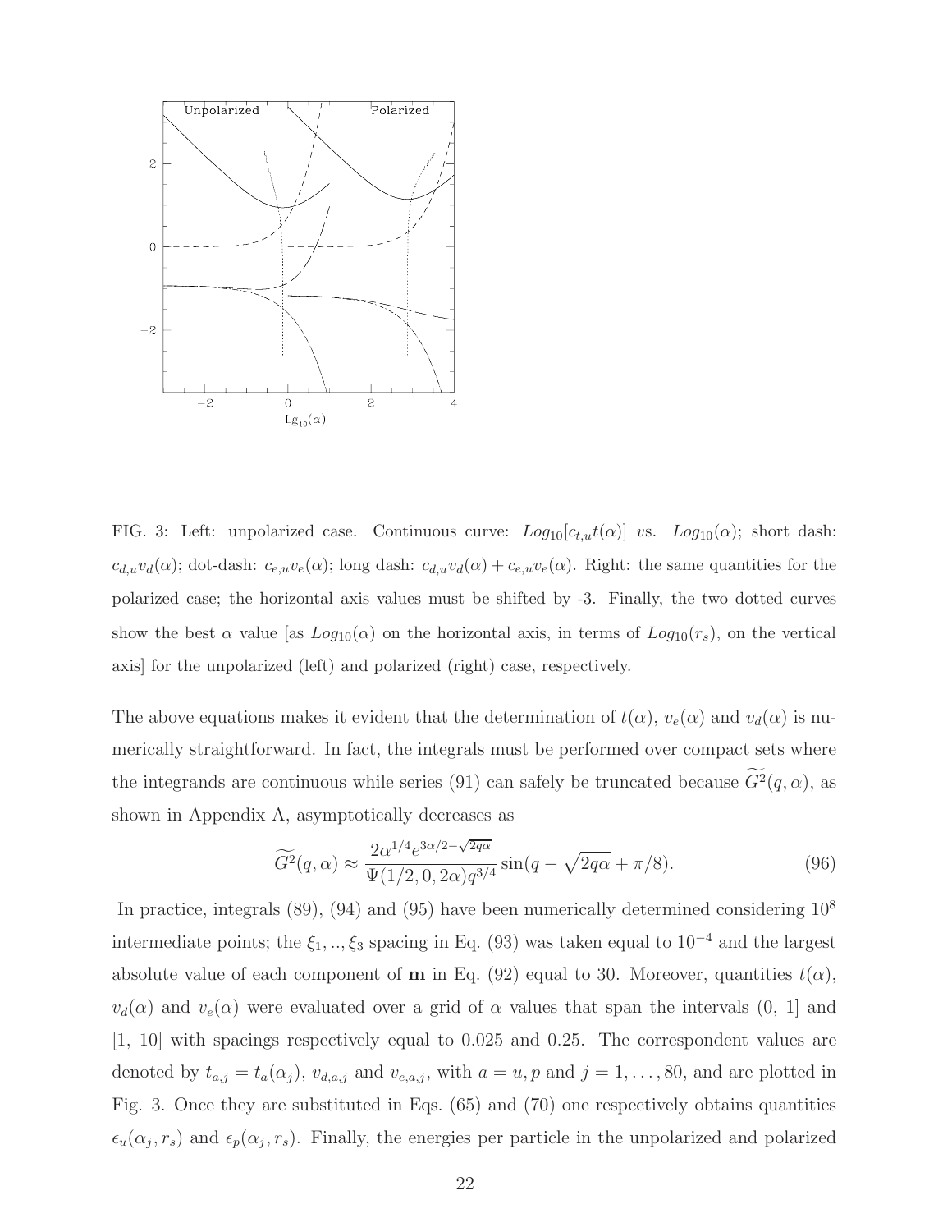FIG. 3: Left: unpolarized case. Continuous curve: $Log_{10}[c_{t,u}t(\alpha)]$ vs. $Log_{10}(\alpha)$; short dash: $c_{d,u}v_d(\alpha)$; dot-dash: $c_{e,u}v_e(\alpha)$; long dash: $c_{d,u}v_d(\alpha) + c_{e,u}v_e(\alpha)$. Right: the same quantities for the polarized case; the horizontal axis values must be shifted by -3. Finally, the two dotted curves show the best $\alpha$ value [as $Log_{10}(\alpha)$ on the horizontal axis, in terms of $Log_{10}(r_s)$, on the vertical axis] for the unpolarized (left) and polarized (right) case, respectively.

The above equations makes it evident that the determination of $t(\alpha)$, $v_e(\alpha)$ and $v_d(\alpha)$ is numerically straightforward. In fact, the integrals must be performed over compact sets where the integrands are continuous while series (91) can safely be truncated because $\widetilde{G^2}(q,\alpha)$, as shown in Appendix A, asymptotically decreases as

$$\widetilde{G^2}(q,\alpha) \approx \frac{2\alpha^{1/4}e^{3\alpha/2-\sqrt{2q\alpha}}}{\Psi(1/2,0,2\alpha)q^{3/4}}\sin(q-\sqrt{2q\alpha}+\pi/8). \tag{96}$$

In practice, integrals (89), (94) and (95) have been numerically determined considering $10^8$ intermediate points; the $\xi_1,..,\xi_3$ spacing in Eq. (93) was taken equal to $10^{-4}$ and the largest absolute value of each component of $\mathbf{m}$ in Eq. (92) equal to 30. Moreover, quantities $t(\alpha)$, $v_d(\alpha)$ and $v_e(\alpha)$ were evaluated over a grid of $\alpha$ values that span the intervals (0, 1] and [1, 10] with spacings respectively equal to 0.025 and 0.25. The correspondent values are denoted by $t_{a,j} = t_a(\alpha_j)$, $v_{d,a,j}$ and $v_{e,a,j}$, with $a = u, p$ and $j = 1, \ldots, 80$, and are plotted in Fig. 3. Once they are substituted in Eqs. (65) and (70) one respectively obtains quantities $\epsilon_u(\alpha_j, r_s)$ and $\epsilon_p(\alpha_j, r_s)$. Finally, the energies per particle in the unpolarized and polarized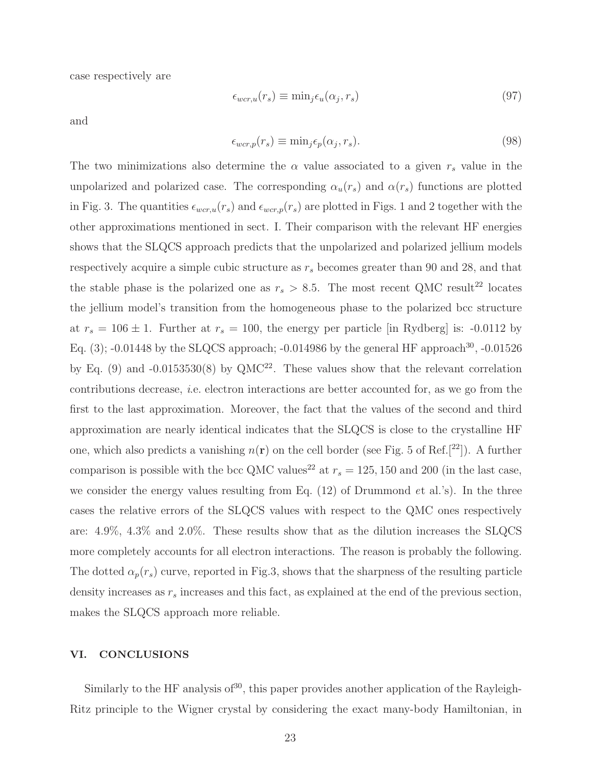case respectively are

$$\epsilon_{wcr,u}(r_s) \equiv \min_j \epsilon_u(\alpha_j, r_s) \tag{97}$$

and

$$\epsilon_{wcr,p}(r_s) \equiv \min_j \epsilon_p(\alpha_j, r_s). \tag{98}$$

The two minimizations also determine the $\alpha$ value associated to a given $r_s$ value in the unpolarized and polarized case. The corresponding $\alpha_u(r_s)$ and $\alpha(r_s)$ functions are plotted in Fig. 3. The quantities $\epsilon_{wcr,u}(r_s)$ and $\epsilon_{wcr,p}(r_s)$ are plotted in Figs. 1 and 2 together with the other approximations mentioned in sect. I. Their comparison with the relevant HF energies shows that the SLQCS approach predicts that the unpolarized and polarized jellium models respectively acquire a simple cubic structure as $r_s$ becomes greater than 90 and 28, and that the stable phase is the polarized one as $r_s > 8.5$. The most recent QMC result[22] locates the jellium model's transition from the homogeneous phase to the polarized bcc structure at $r_s = 106 \pm 1$. Further at $r_s = 100$, the energy per particle [in Rydberg] is: -0.0112 by Eq. (3); -0.01448 by the SLQCS approach; -0.014986 by the general HF approach[30], -0.01526 by Eq. (9) and -0.0153530(8) by QMC[22]. These values show that the relevant correlation contributions decrease, *i.*e. electron interactions are better accounted for, as we go from the first to the last approximation. Moreover, the fact that the values of the second and third approximation are nearly identical indicates that the SLQCS is close to the crystalline HF one, which also predicts a vanishing $n(\mathbf{r})$ on the cell border (see Fig. 5 of Ref.[[22]]). A further comparison is possible with the bcc QMC values[22] at $r_s = 125, 150$ and 200 (in the last case, we consider the energy values resulting from Eq. (12) of Drummond *e*t al.'s). In the three cases the relative errors of the SLQCS values with respect to the QMC ones respectively are: 4.9%, 4.3% and 2.0%. These results show that as the dilution increases the SLQCS more completely accounts for all electron interactions. The reason is probably the following. The dotted $\alpha_p(r_s)$ curve, reported in Fig.3, shows that the sharpness of the resulting particle density increases as $r_s$ increases and this fact, as explained at the end of the previous section, makes the SLQCS approach more reliable.

## VI. CONCLUSIONS

Similarly to the HF analysis of[30], this paper provides another application of the Rayleigh-Ritz principle to the Wigner crystal by considering the exact many-body Hamiltonian, in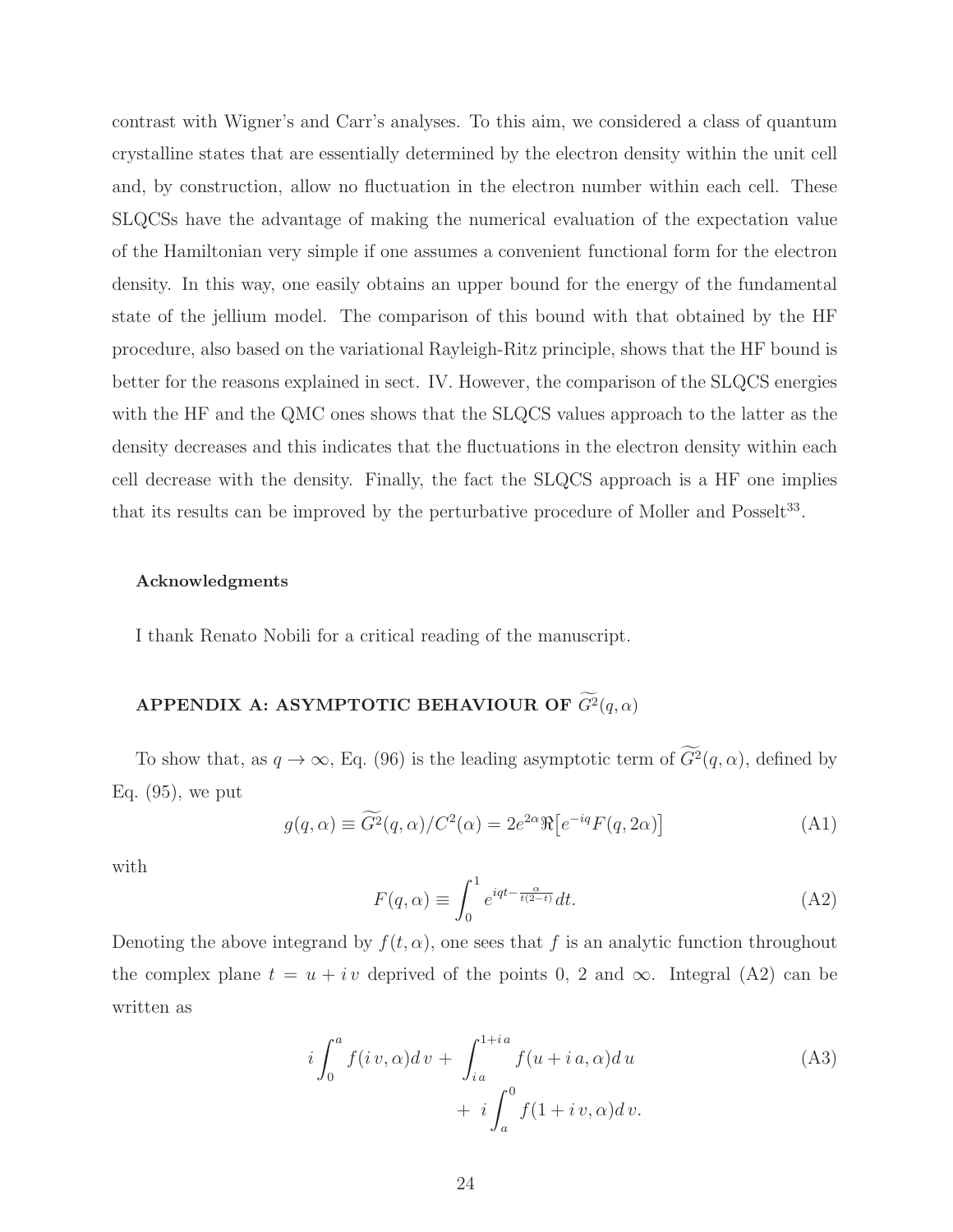contrast with Wigner's and Carr's analyses. To this aim, we considered a class of quantum crystalline states that are essentially determined by the electron density within the unit cell and, by construction, allow no fluctuation in the electron number within each cell. These SLQCSs have the advantage of making the numerical evaluation of the expectation value of the Hamiltonian very simple if one assumes a convenient functional form for the electron density. In this way, one easily obtains an upper bound for the energy of the fundamental state of the jellium model. The comparison of this bound with that obtained by the HF procedure, also based on the variational Rayleigh-Ritz principle, shows that the HF bound is better for the reasons explained in sect. IV. However, the comparison of the SLQCS energies with the HF and the QMC ones shows that the SLQCS values approach to the latter as the density decreases and this indicates that the fluctuations in the electron density within each cell decrease with the density. Finally, the fact the SLQCS approach is a HF one implies that its results can be improved by the perturbative procedure of Moller and Posselt[33].

### Acknowledgments

I thank Renato Nobili for a critical reading of the manuscript.

## APPENDIX A: ASYMPTOTIC BEHAVIOUR OF $\widetilde{G^2}(q,\alpha)$

To show that, as $q\to\infty$, Eq. (96) is the leading asymptotic term of $\widetilde{G^2}(q,\alpha)$, defined by Eq. (95), we put

$$g(q,\alpha)\equiv \widetilde{G^2}(q,\alpha)/C^2(\alpha) = 2e^{2\alpha}\Re\big[e^{-iq}F(q,2\alpha)\big] \tag{A1}$$

with

$$F(q,\alpha)\equiv\int_0^1 e^{iqt-\frac{\alpha}{t(2-t)}}dt. \tag{A2}$$

Denoting the above integrand by $f(t,\alpha)$, one sees that $f$ is an analytic function throughout the complex plane $t=u+i\,v$ deprived of the points 0, 2 and $\infty$. Integral (A2) can be written as

$$i\int_0^a f(i\,v,\alpha)d\,v + \int_{i\,a}^{1+i\,a} f(u+i\,a,\alpha)d\,u + i\int_a^0 f(1+i\,v,\alpha)d\,v. \tag{A3}$$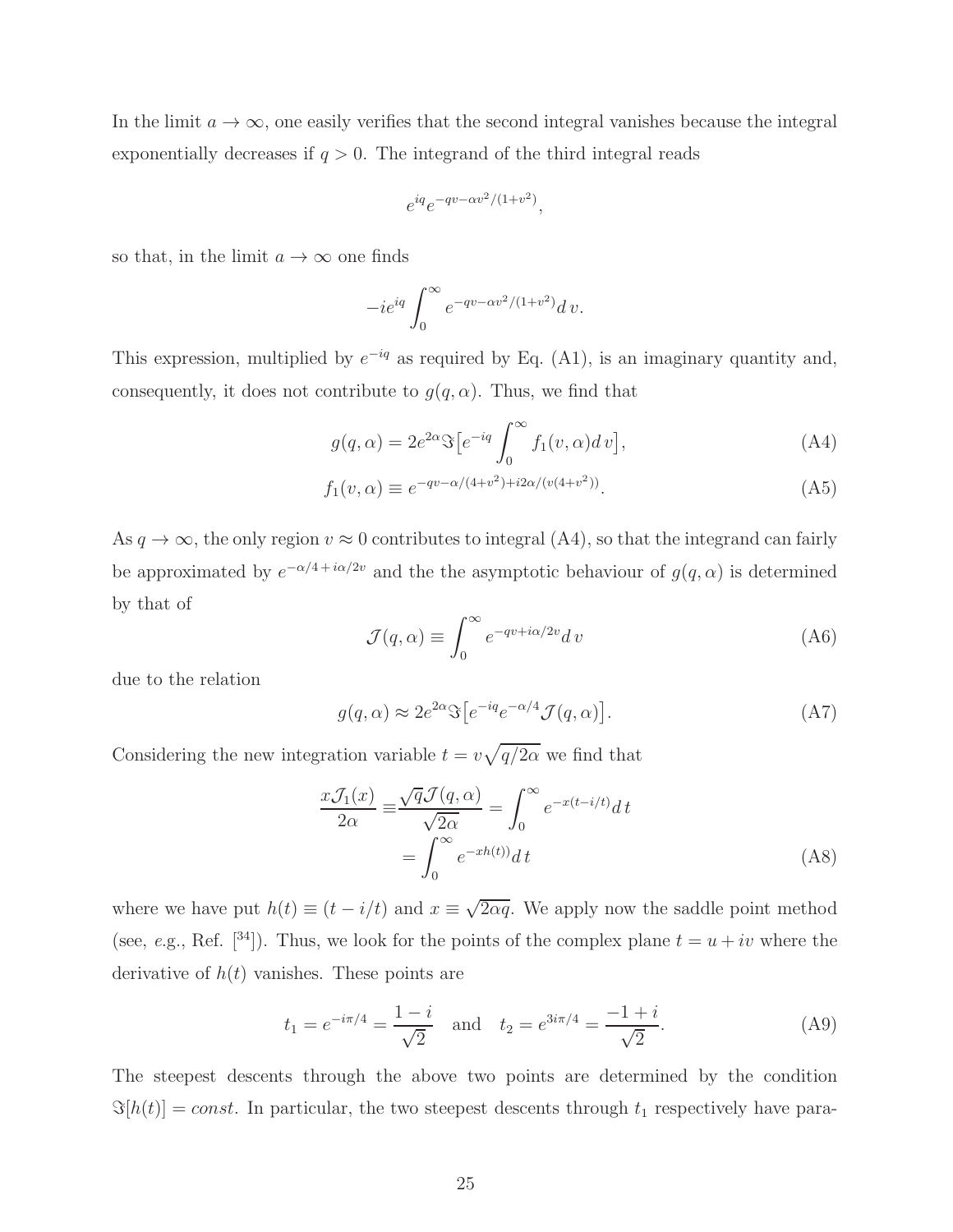In the limit $a \to \infty$, one easily verifies that the second integral vanishes because the integral exponentially decreases if $q > 0$. The integrand of the third integral reads

$$e^{iq} e^{-qv-\alpha v^2/(1+v^2)},$$

so that, in the limit $a \to \infty$ one finds

$$-i e^{iq} \int_0^\infty e^{-qv-\alpha v^2/(1+v^2)} d\, v.$$

This expression, multiplied by $e^{-iq}$ as required by Eq. (A1), is an imaginary quantity and, consequently, it does not contribute to $g(q, \alpha)$. Thus, we find that

$$g(q, \alpha) = 2e^{2\alpha} \Im\big[e^{-iq} \int_0^\infty f_1(v, \alpha) d\, v\big], \tag{A4}$$

$$f_1(v, \alpha) \equiv e^{-qv-\alpha/(4+v^2)+i2\alpha/(v(4+v^2))}. \tag{A5}$$

As $q \to \infty$, the only region $v \approx 0$ contributes to integral (A4), so that the integrand can fairly be approximated by $e^{-\alpha/4 + i\alpha/2v}$ and the the asymptotic behaviour of $g(q, \alpha)$ is determined by that of

$$\mathcal{J}(q, \alpha) \equiv \int_0^\infty e^{-qv+i\alpha/2v} d\, v \tag{A6}$$

due to the relation

$$g(q, \alpha) \approx 2e^{2\alpha} \Im\big[e^{-iq} e^{-\alpha/4} \mathcal{J}(q, \alpha)\big]. \tag{A7}$$

Considering the new integration variable $t = v\sqrt{q/2\alpha}$ we find that

$$\begin{aligned}
\frac{x\mathcal{J}_1(x)}{2\alpha} \equiv & \frac{\sqrt{q}\mathcal{J}(q, \alpha)}{\sqrt{2\alpha}} = \int_0^\infty e^{-x(t-i/t)} d\, t \\
& = \int_0^\infty e^{-xh(t))} d\, t
\end{aligned} \tag{A8}$$

where we have put $h(t) \equiv (t - i/t)$ and $x \equiv \sqrt{2\alpha q}$. We apply now the saddle point method (see, *e.g.*, Ref. [34]). Thus, we look for the points of the complex plane $t = u + iv$ where the derivative of $h(t)$ vanishes. These points are

$$t_1 = e^{-i\pi/4} = \frac{1-i}{\sqrt{2}} \quad \text{and} \quad t_2 = e^{3i\pi/4} = \frac{-1+i}{\sqrt{2}}. \tag{A9}$$

The steepest descents through the above two points are determined by the condition $\Im[h(t)] = const$. In particular, the two steepest descents through $t_1$ respectively have para-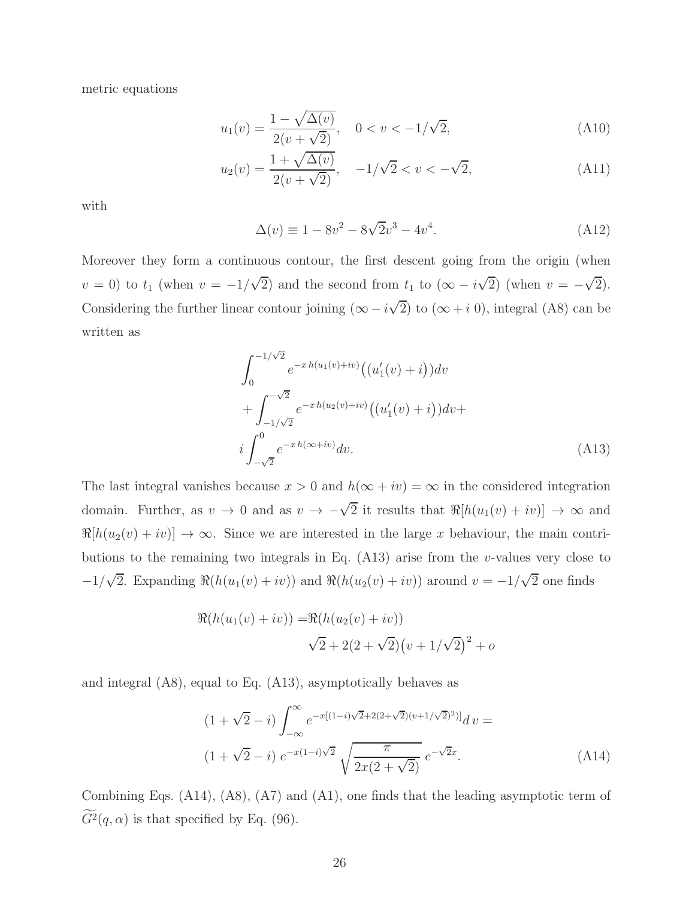metric equations

$$
u_1(v) = \frac{1 - \sqrt{\Delta(v)}}{2(v + \sqrt{2})}, \quad 0 < v < -1/\sqrt{2}, \tag{A10}
$$

$$
u_2(v) = \frac{1 + \sqrt{\Delta(v)}}{2(v + \sqrt{2})}, \quad -1/\sqrt{2} < v < -\sqrt{2}, \tag{A11}
$$

with

$$
\Delta(v) \equiv 1 - 8v^2 - 8\sqrt{2}v^3 - 4v^4. \tag{A12}
$$

Moreover they form a continuous contour, the first descent going from the origin (when $v = 0$) to $t_1$ (when $v = -1/\sqrt{2}$) and the second from $t_1$ to $(\infty - i\sqrt{2})$ (when $v = -\sqrt{2}$). Considering the further linear contour joining $(\infty - i\sqrt{2})$ to $(\infty + i\,0)$, integral (A8) can be written as

$$
\begin{aligned}
&\int_0^{-1/\sqrt{2}} e^{-x\,h(u_1(v)+iv)}\big((u_1'(v) + i)\big)dv \\
&+ \int_{-1/\sqrt{2}}^{-\sqrt{2}} e^{-x\,h(u_2(v)+iv)}\big((u_1'(v) + i)\big)dv + \\
&i\int_{-\sqrt{2}}^{0} e^{-x\,h(\infty+iv)}dv.
\end{aligned} \tag{A13}
$$

The last integral vanishes because $x > 0$ and $h(\infty + iv) = \infty$ in the considered integration domain. Further, as $v \to 0$ and as $v \to -\sqrt{2}$ it results that $\Re[h(u_1(v) + iv)] \to \infty$ and $\Re[h(u_2(v) + iv)] \to \infty$. Since we are interested in the large $x$ behaviour, the main contributions to the remaining two integrals in Eq. (A13) arise from the $v$-values very close to $-1/\sqrt{2}$. Expanding $\Re(h(u_1(v) + iv))$ and $\Re(h(u_2(v) + iv))$ around $v = -1/\sqrt{2}$ one finds

$$
\begin{aligned}
\Re(h(u_1(v) + iv)) =& \Re(h(u_2(v) + iv)) \\
& \sqrt{2} + 2(2 + \sqrt{2})\big(v + 1/\sqrt{2}\big)^2 + o
\end{aligned}
$$

and integral (A8), equal to Eq. (A13), asymptotically behaves as

$$
\begin{aligned}
&(1 + \sqrt{2} - i)\int_{-\infty}^{\infty} e^{-x[(1-i)\sqrt{2} + 2(2+\sqrt{2})(v+1/\sqrt{2})^2)]}d\,v = \\
&(1 + \sqrt{2} - i)\; e^{-x(1-i)\sqrt{2}}\; \sqrt{\frac{\pi}{2x(2 + \sqrt{2})}}\; e^{-\sqrt{2}x}.
\end{aligned} \tag{A14}
$$

Combining Eqs. (A14), (A8), (A7) and (A1), one finds that the leading asymptotic term of $\widetilde{G^2}(q, \alpha)$ is that specified by Eq. (96).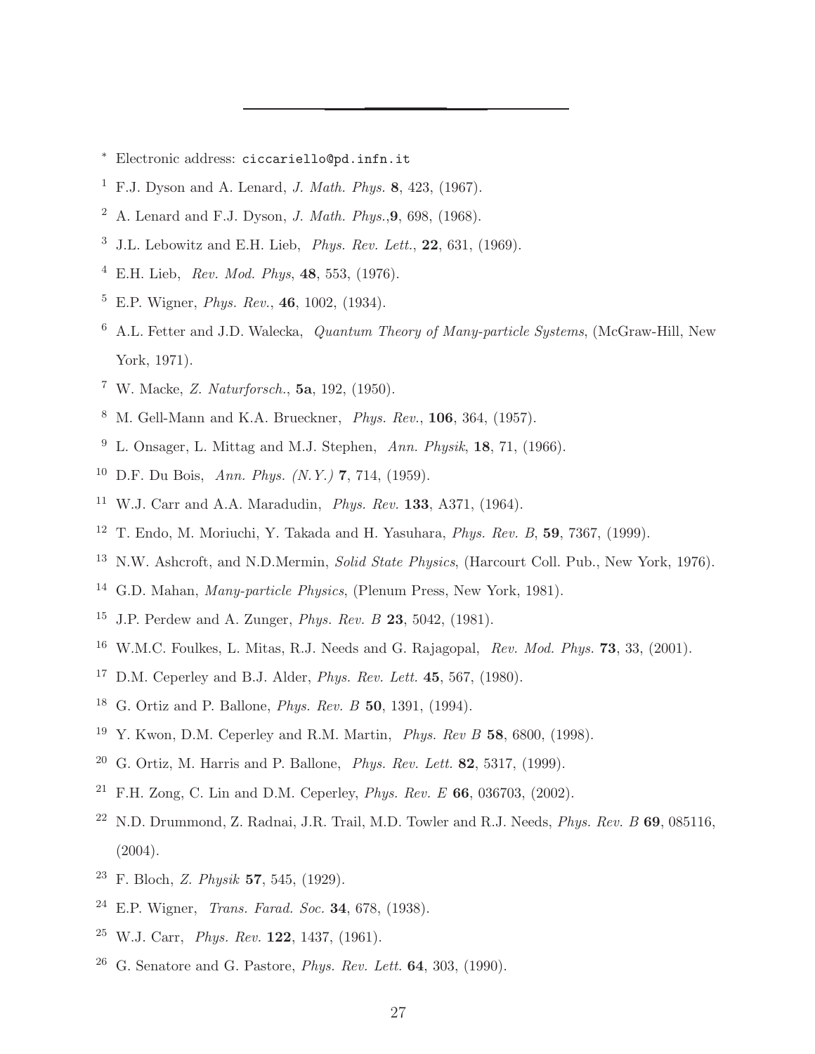---

[*] Electronic address: ciccariello@pd.infn.it

[1] F.J. Dyson and A. Lenard, *J. Math. Phys.* **8**, 423, (1967).

[2] A. Lenard and F.J. Dyson, *J. Math. Phys.*,**9**, 698, (1968).

[3] J.L. Lebowitz and E.H. Lieb, *Phys. Rev. Lett.*, **22**, 631, (1969).

[4] E.H. Lieb, *Rev. Mod. Phys*, **48**, 553, (1976).

[5] E.P. Wigner, *Phys. Rev.*, **46**, 1002, (1934).

[6] A.L. Fetter and J.D. Walecka, *Quantum Theory of Many-particle Systems*, (McGraw-Hill, New York, 1971).

[7] W. Macke, *Z. Naturforsch.*, **5a**, 192, (1950).

[8] M. Gell-Mann and K.A. Brueckner, *Phys. Rev.*, **106**, 364, (1957).

[9] L. Onsager, L. Mittag and M.J. Stephen, *Ann. Physik*, **18**, 71, (1966).

[10] D.F. Du Bois, *Ann. Phys. (N.Y.)* **7**, 714, (1959).

[11] W.J. Carr and A.A. Maradudin, *Phys. Rev.* **133**, A371, (1964).

[12] T. Endo, M. Moriuchi, Y. Takada and H. Yasuhara, *Phys. Rev. B*, **59**, 7367, (1999).

[13] N.W. Ashcroft, and N.D.Mermin, *Solid State Physics*, (Harcourt Coll. Pub., New York, 1976).

[14] G.D. Mahan, *Many-particle Physics*, (Plenum Press, New York, 1981).

[15] J.P. Perdew and A. Zunger, *Phys. Rev. B* **23**, 5042, (1981).

[16] W.M.C. Foulkes, L. Mitas, R.J. Needs and G. Rajagopal, *Rev. Mod. Phys.* **73**, 33, (2001).

[17] D.M. Ceperley and B.J. Alder, *Phys. Rev. Lett.* **45**, 567, (1980).

[18] G. Ortiz and P. Ballone, *Phys. Rev. B* **50**, 1391, (1994).

[19] Y. Kwon, D.M. Ceperley and R.M. Martin, *Phys. Rev B* **58**, 6800, (1998).

[20] G. Ortiz, M. Harris and P. Ballone, *Phys. Rev. Lett.* **82**, 5317, (1999).

[21] F.H. Zong, C. Lin and D.M. Ceperley, *Phys. Rev. E* **66**, 036703, (2002).

[22] N.D. Drummond, Z. Radnai, J.R. Trail, M.D. Towler and R.J. Needs, *Phys. Rev. B* **69**, 085116, (2004).

[23] F. Bloch, *Z. Physik* **57**, 545, (1929).

[24] E.P. Wigner, *Trans. Farad. Soc.* **34**, 678, (1938).

[25] W.J. Carr, *Phys. Rev.* **122**, 1437, (1961).

[26] G. Senatore and G. Pastore, *Phys. Rev. Lett.* **64**, 303, (1990).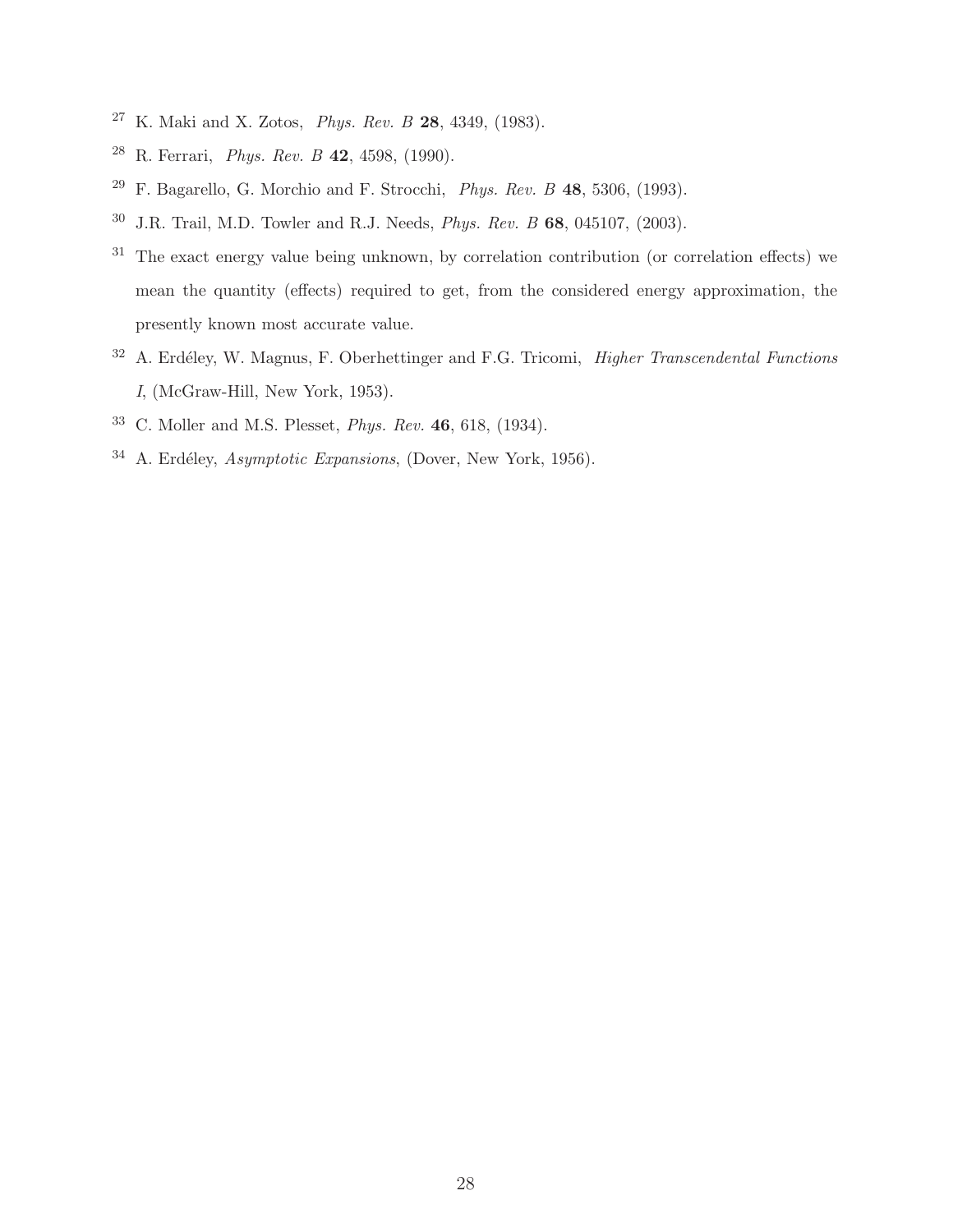[27] K. Maki and X. Zotos, *Phys. Rev. B* **28**, 4349, (1983).

[28] R. Ferrari, *Phys. Rev. B* **42**, 4598, (1990).

[29] F. Bagarello, G. Morchio and F. Strocchi, *Phys. Rev. B* **48**, 5306, (1993).

[30] J.R. Trail, M.D. Towler and R.J. Needs, *Phys. Rev. B* **68**, 045107, (2003).

[31] The exact energy value being unknown, by correlation contribution (or correlation effects) we mean the quantity (effects) required to get, from the considered energy approximation, the presently known most accurate value.

[32] A. Erdéley, W. Magnus, F. Oberhettinger and F.G. Tricomi, *Higher Transcendental Functions I*, (McGraw-Hill, New York, 1953).

[33] C. Moller and M.S. Plesset, *Phys. Rev.* **46**, 618, (1934).

[34] A. Erdéley, *Asymptotic Expansions*, (Dover, New York, 1956).